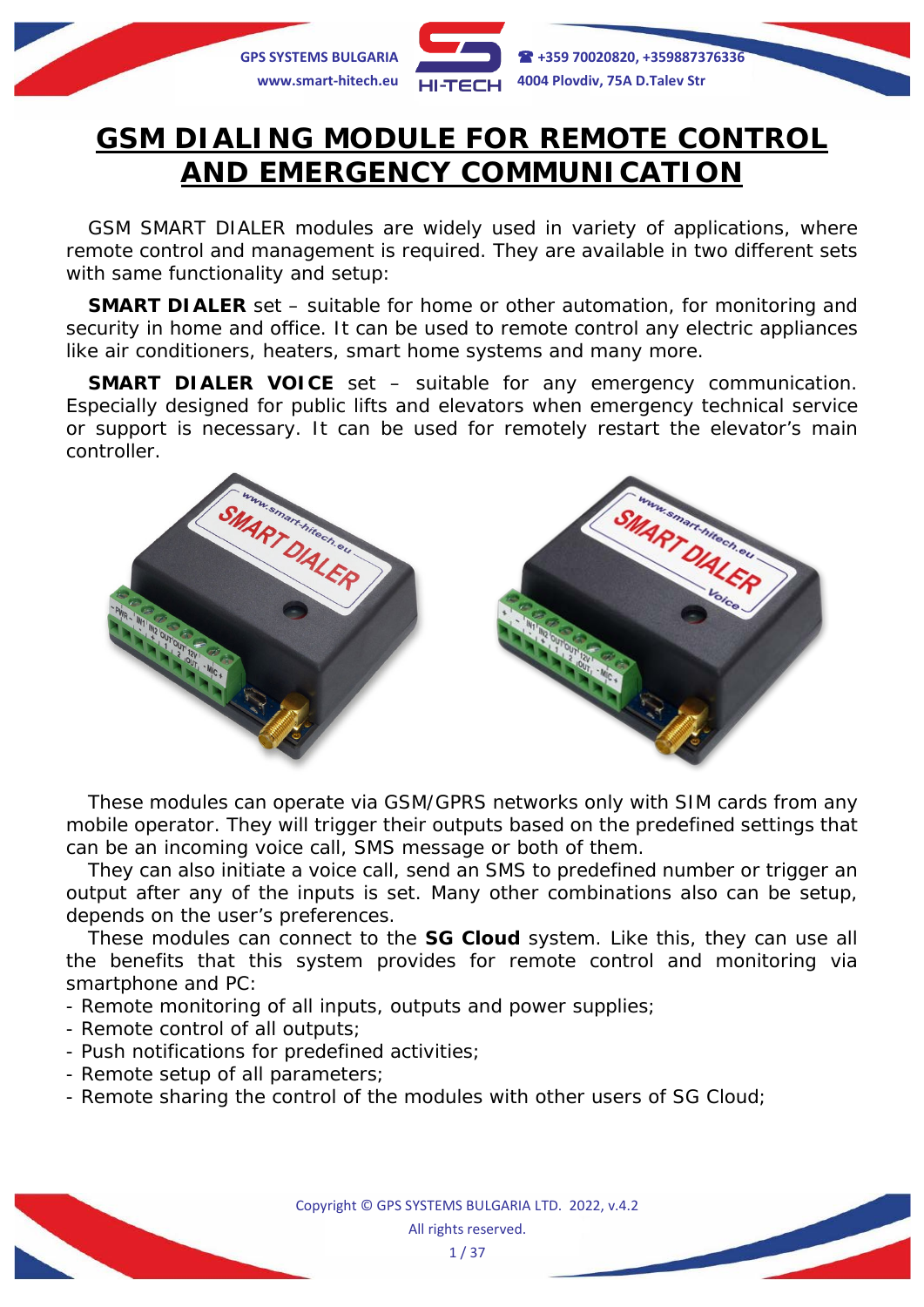# GSM DIALING MODULE FOR REMOTE CONTROL AND EMERGENCY COMMUNICATION

GSM SMART DIALER modules are widely used in variety of applications, where remote control and management is required. They are available in two different sets with same functionality and setup:

**SMART DIALER** set – suitable for home or other automation, for monitoring and security in home and office. It can be used to remote control any electric appliances like air conditioners, heaters, smart home systems and many more.

**SMART DIALER VOICE** set – suitable for any emergency communication. Especially designed for public lifts and elevators when emergency technical service or support is necessary. It can be used for remotely restart the elevator's main controller.

These modules can operate via GSM/GPRS networks only with SIM cards from any mobile operator. They will trigger their outputs based on the predefined settings that can be an incoming voice call, SMS message or both of them.

They can also initiate a voice call, send an SMS to predefined number or trigger an output after any of the inputs is set. Many other combinations also can be setup, depends on the user's preferences.

These modules can connect to the **SG Cloud** system. Like this, they can use all the benefits that this system provides for remote control and monitoring via smartphone and PC:

- Remote monitoring of all inputs, outputs and power supplies;
- Remote control of all outputs;
- Push notifications for predefined activities;
- Remote setup of all parameters;
- Remote sharing the control of the modules with other users of SG Cloud;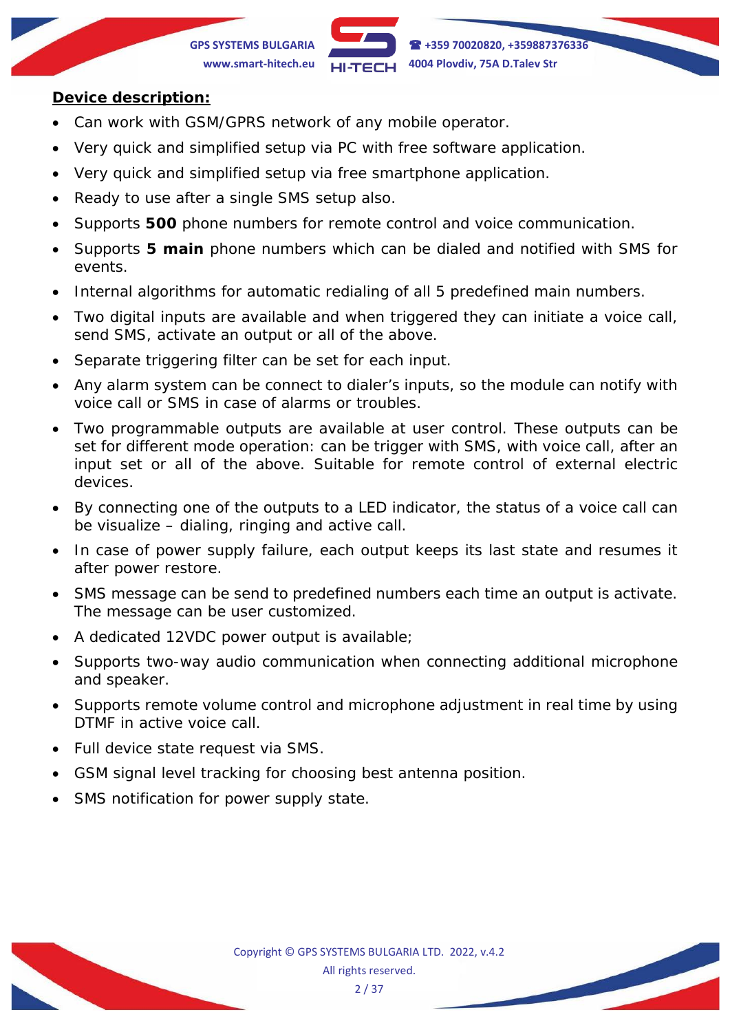**Device description:**

- Can work with GSM/GPRS network of any mobile operator.
- Very quick and simplified setup via PC with free software application.
- Very quick and simplified setup via free smartphone application.
- Ready to use after a single SMS setup also.
- Supports **500** phone numbers for remote control and voice communication.
- Supports **5 main** phone numbers which can be dialed and notified with SMS for events.
- Internal algorithms for automatic redialing of all 5 predefined main numbers.
- Two digital inputs are available and when triggered they can initiate a voice call, send SMS, activate an output or all of the above.
- Separate triggering filter can be set for each input.
- Any alarm system can be connect to dialer's inputs, so the module can notify with voice call or SMS in case of alarms or troubles.
- Two programmable outputs are available at user control. These outputs can be set for different mode operation: can be trigger with SMS, with voice call, after an input set or all of the above. Suitable for remote control of external electric devices.
- By connecting one of the outputs to a LED indicator, the status of a voice call can be visualize – dialing, ringing and active call.
- In case of power supply failure, each output keeps its last state and resumes it after power restore.
- SMS message can be send to predefined numbers each time an output is activate. The message can be user customized.
- A dedicated 12VDC power output is available;
- Supports two-way audio communication when connecting additional microphone and speaker.
- Supports remote volume control and microphone adjustment in real time by using DTMF in active voice call.
- Full device state request via SMS.
- GSM signal level tracking for choosing best antenna position.
- SMS notification for power supply state.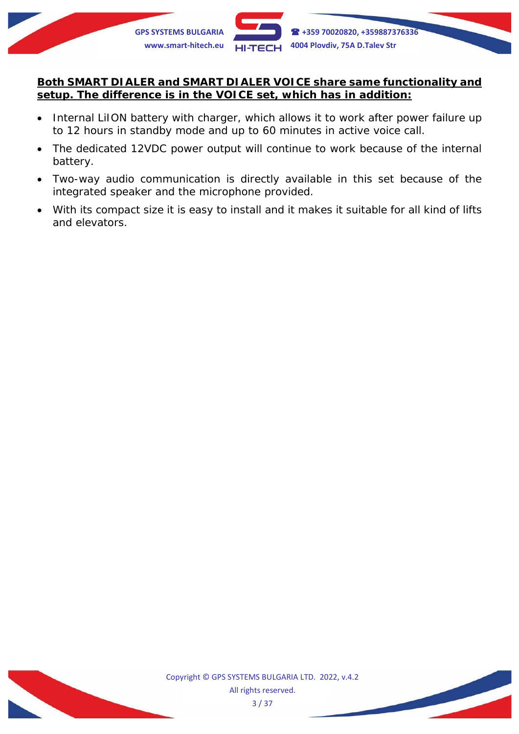**Both SMART DIALER and SMART DIALER VOICE share same functionality and setup. The difference is in the VOICE set, which has in addition:**

- Internal LiION battery with charger, which allows it to work after power failure up to 12 hours in standby mode and up to 60 minutes in active voice call.
- The dedicated 12VDC power output will continue to work because of the internal battery.
- Two-way audio communication is directly available in this set because of the integrated speaker and the microphone provided.
- With its compact size it is easy to install and it makes it suitable for all kind of lifts and elevators.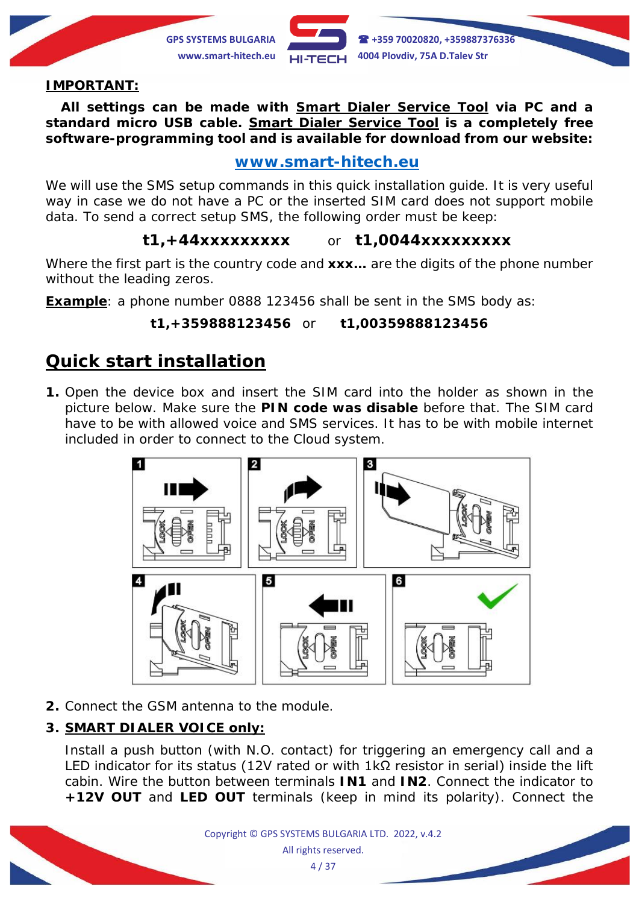**IMPORTANT:**

**All settings can be made with Smart Dialer Service Tool via PC and a standard micro USB cable. Smart Dialer Service Tool is a completely free software-programming tool and is available for download from our website:**

**www.smart-hitech.eu**

We will use the SMS setup commands in this quick installation guide. It is very useful way in case we do not have a PC or the inserted SIM card does not support mobile data. To send a correct setup SMS, the following order must be keep:

**t1,+44xxxxxxxxx** or **t1,0044xxxxxxxxx**

Where the first part is the country code and **xxx…** are the digits of the phone number without the leading zeros.

**Example**: a phone number 0888 123456 shall be sent in the SMS body as:

**t1,+359888123456** or **t1,00359888123456**

## Quick start installation

1. Open the device box and insert the SIM card into the holder as shown in the picture below. Make sure the **PIN code was disable** before that. The SIM card have to be with allowed voice and SMS services. It has to be with mobile internet included in order to connect to the Cloud system.

2. Connect the GSM antenna to the module.

3. **SMART DIALER VOICE only:**

   Install a push button (with N.O. contact) for triggering an emergency call and a LED indicator for its status (12V rated or with 1kΩ resistor in serial) inside the lift cabin. Wire the button between terminals **IN1** and **IN2**. Connect the indicator to **+12V OUT** and **LED OUT** terminals (keep in mind its polarity). Connect the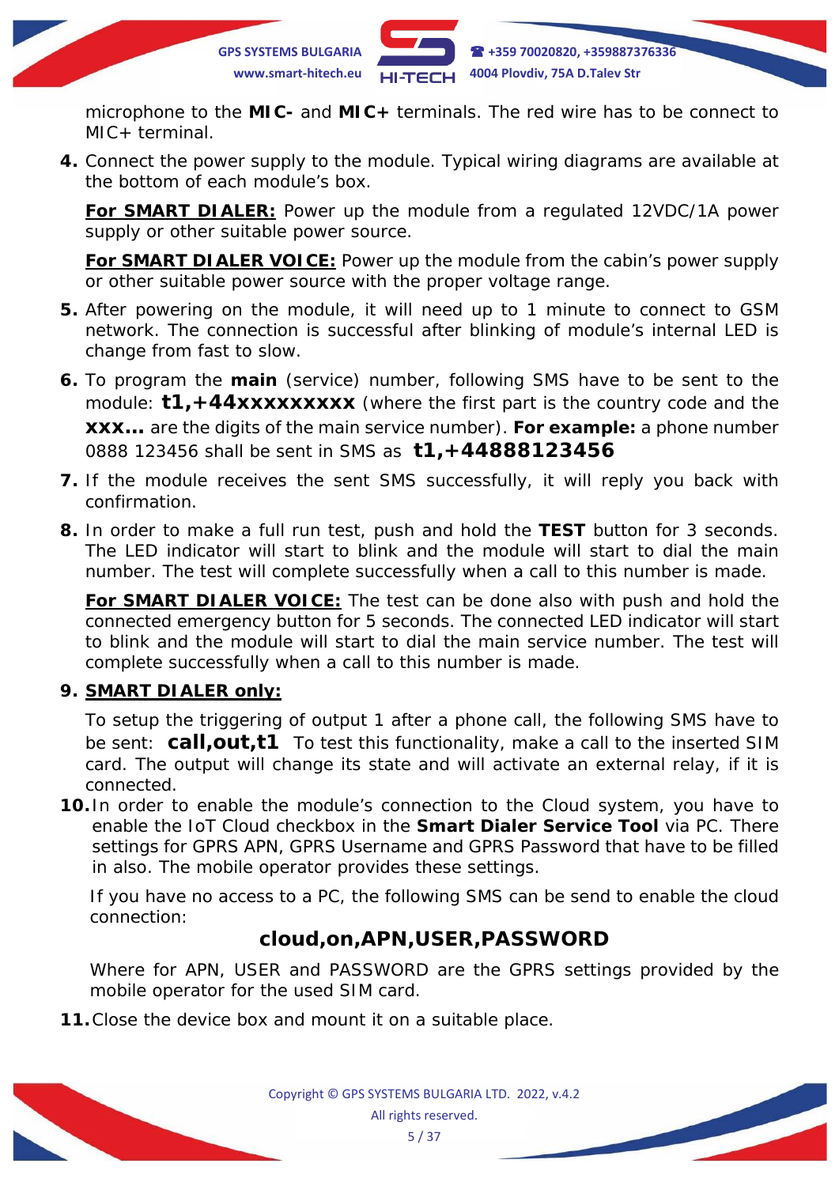microphone to the **MIC-** and **MIC+** terminals. The red wire has to be connect to MIC+ terminal.

4. Connect the power supply to the module. Typical wiring diagrams are available at the bottom of each module's box.

   **For SMART DIALER:** Power up the module from a regulated 12VDC/1A power supply or other suitable power source.

   **For SMART DIALER VOICE:** Power up the module from the cabin's power supply or other suitable power source with the proper voltage range.

5. After powering on the module, it will need up to 1 minute to connect to GSM network. The connection is successful after blinking of module's internal LED is change from fast to slow.

6. To program the **main** (service) number, following SMS have to be sent to the module: **t1,+44xxxxxxxxx** (where the first part is the country code and the **xxx...** are the digits of the main service number). **For example:** a phone number 0888 123456 shall be sent in SMS as **t1,+44888123456**

7. If the module receives the sent SMS successfully, it will reply you back with confirmation.

8. In order to make a full run test, push and hold the **TEST** button for 3 seconds. The LED indicator will start to blink and the module will start to dial the main number. The test will complete successfully when a call to this number is made.

   **For SMART DIALER VOICE:** The test can be done also with push and hold the connected emergency button for 5 seconds. The connected LED indicator will start to blink and the module will start to dial the main service number. The test will complete successfully when a call to this number is made.

9. **SMART DIALER only:**

   To setup the triggering of output 1 after a phone call, the following SMS have to be sent: **call,out,t1** To test this functionality, make a call to the inserted SIM card. The output will change its state and will activate an external relay, if it is connected.

10. In order to enable the module's connection to the Cloud system, you have to enable the IoT Cloud checkbox in the **Smart Dialer Service Tool** via PC. There settings for GPRS APN, GPRS Username and GPRS Password that have to be filled in also. The mobile operator provides these settings.

    If you have no access to a PC, the following SMS can be send to enable the cloud connection:

    **cloud,on,APN,USER,PASSWORD**

    Where for APN, USER and PASSWORD are the GPRS settings provided by the mobile operator for the used SIM card.

11. Close the device box and mount it on a suitable place.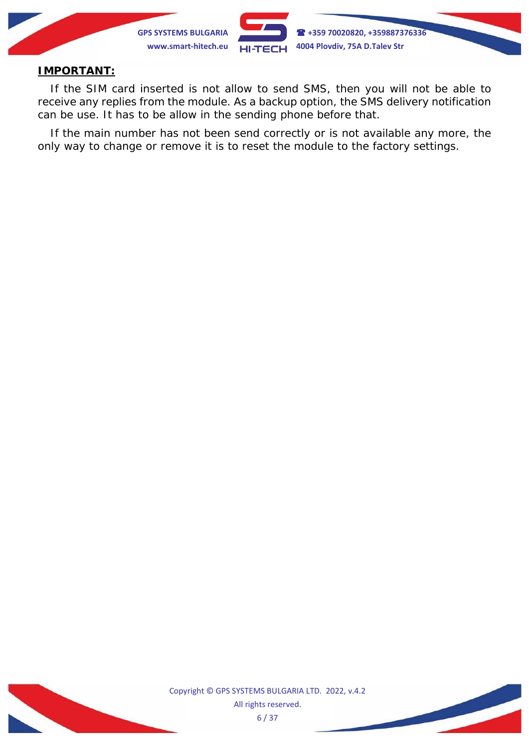**IMPORTANT:**

If the SIM card inserted is not allow to send SMS, then you will not be able to receive any replies from the module. As a backup option, the SMS delivery notification can be use. It has to be allow in the sending phone before that.

If the main number has not been send correctly or is not available any more, the only way to change or remove it is to reset the module to the factory settings.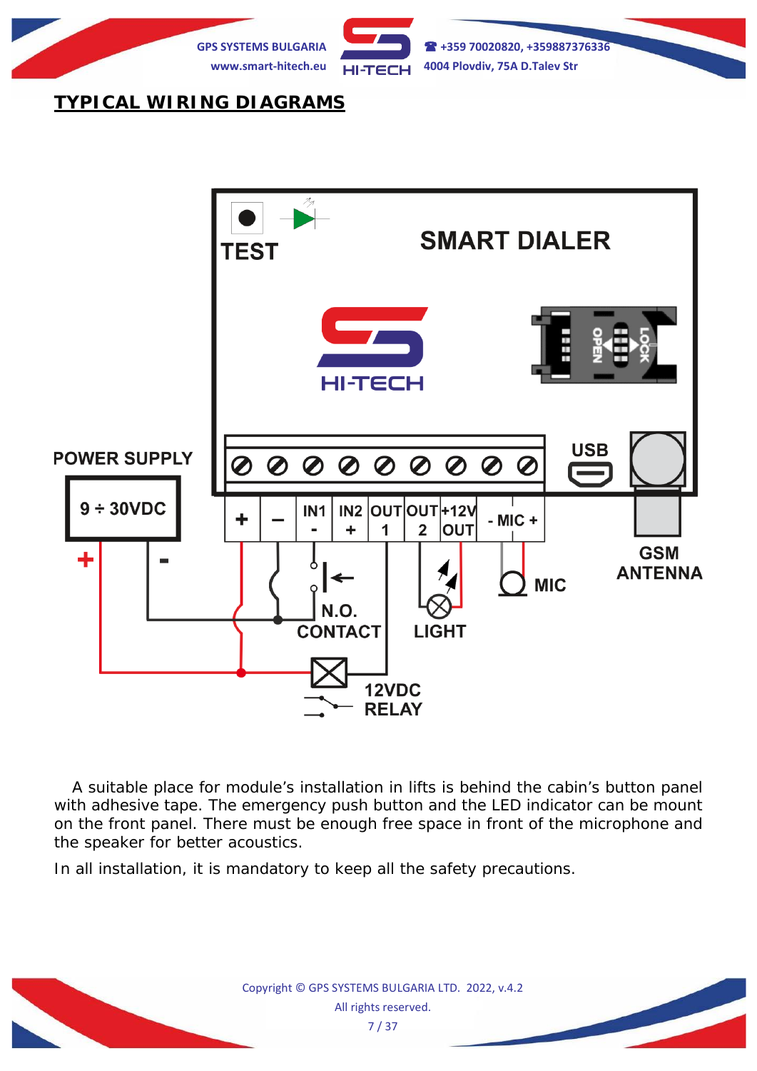## TYPICAL WIRING DIAGRAMS

A suitable place for module's installation in lifts is behind the cabin's button panel with adhesive tape. The emergency push button and the LED indicator can be mount on the front panel. There must be enough free space in front of the microphone and the speaker for better acoustics.

In all installation, it is mandatory to keep all the safety precautions.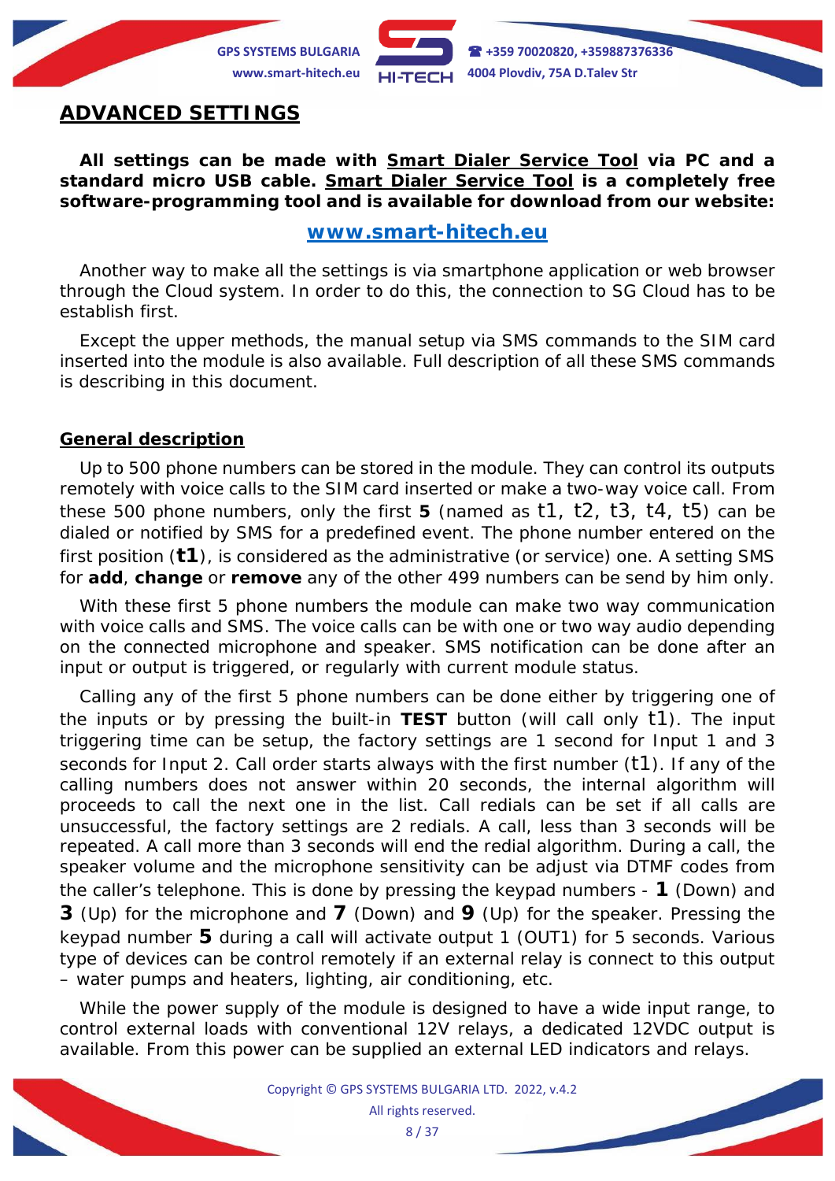## ADVANCED SETTINGS

**All settings can be made with Smart Dialer Service Tool via PC and a standard micro USB cable. Smart Dialer Service Tool is a completely free software-programming tool and is available for download from our website:**

**www.smart-hitech.eu**

Another way to make all the settings is via smartphone application or web browser through the Cloud system. In order to do this, the connection to SG Cloud has to be establish first.

Except the upper methods, the manual setup via SMS commands to the SIM card inserted into the module is also available. Full description of all these SMS commands is describing in this document.

### General description

Up to 500 phone numbers can be stored in the module. They can control its outputs remotely with voice calls to the SIM card inserted or make a two-way voice call. From these 500 phone numbers, only the first **5** (named as t1, t2, t3, t4, t5) can be dialed or notified by SMS for a predefined event. The phone number entered on the first position (**t1**), is considered as the administrative (or service) one. A setting SMS for **add**, **change** or **remove** any of the other 499 numbers can be send by him only.

With these first 5 phone numbers the module can make two way communication with voice calls and SMS. The voice calls can be with one or two way audio depending on the connected microphone and speaker. SMS notification can be done after an input or output is triggered, or regularly with current module status.

Calling any of the first 5 phone numbers can be done either by triggering one of the inputs or by pressing the built-in **TEST** button (will call only t1). The input triggering time can be setup, the factory settings are 1 second for Input 1 and 3 seconds for Input 2. Call order starts always with the first number (t1). If any of the calling numbers does not answer within 20 seconds, the internal algorithm will proceeds to call the next one in the list. Call redials can be set if all calls are unsuccessful, the factory settings are 2 redials. A call, less than 3 seconds will be repeated. A call more than 3 seconds will end the redial algorithm. During a call, the speaker volume and the microphone sensitivity can be adjust via DTMF codes from the caller's telephone. This is done by pressing the keypad numbers - **1** (Down) and **3** (Up) for the microphone and **7** (Down) and **9** (Up) for the speaker. Pressing the keypad number **5** during a call will activate output 1 (OUT1) for 5 seconds. Various type of devices can be control remotely if an external relay is connect to this output – water pumps and heaters, lighting, air conditioning, etc.

While the power supply of the module is designed to have a wide input range, to control external loads with conventional 12V relays, a dedicated 12VDC output is available. From this power can be supplied an external LED indicators and relays.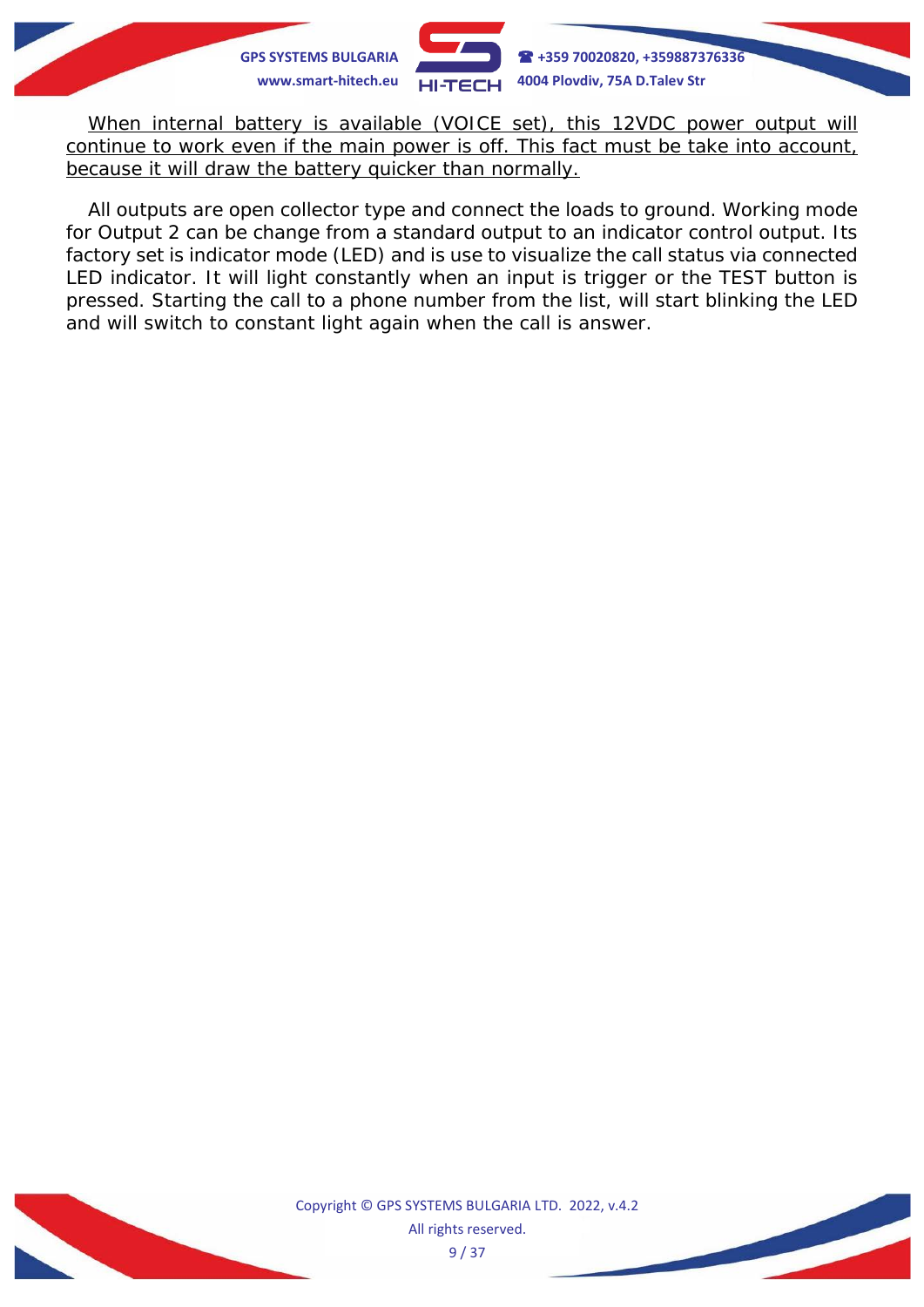<u>When internal battery is available (VOICE set), this 12VDC power output will continue to work even if the main power is off. This fact must be take into account, because it will draw the battery quicker than normally.</u>

All outputs are open collector type and connect the loads to ground. Working mode for Output 2 can be change from a standard output to an indicator control output. Its factory set is indicator mode (LED) and is use to visualize the call status via connected LED indicator. It will light constantly when an input is trigger or the TEST button is pressed. Starting the call to a phone number from the list, will start blinking the LED and will switch to constant light again when the call is answer.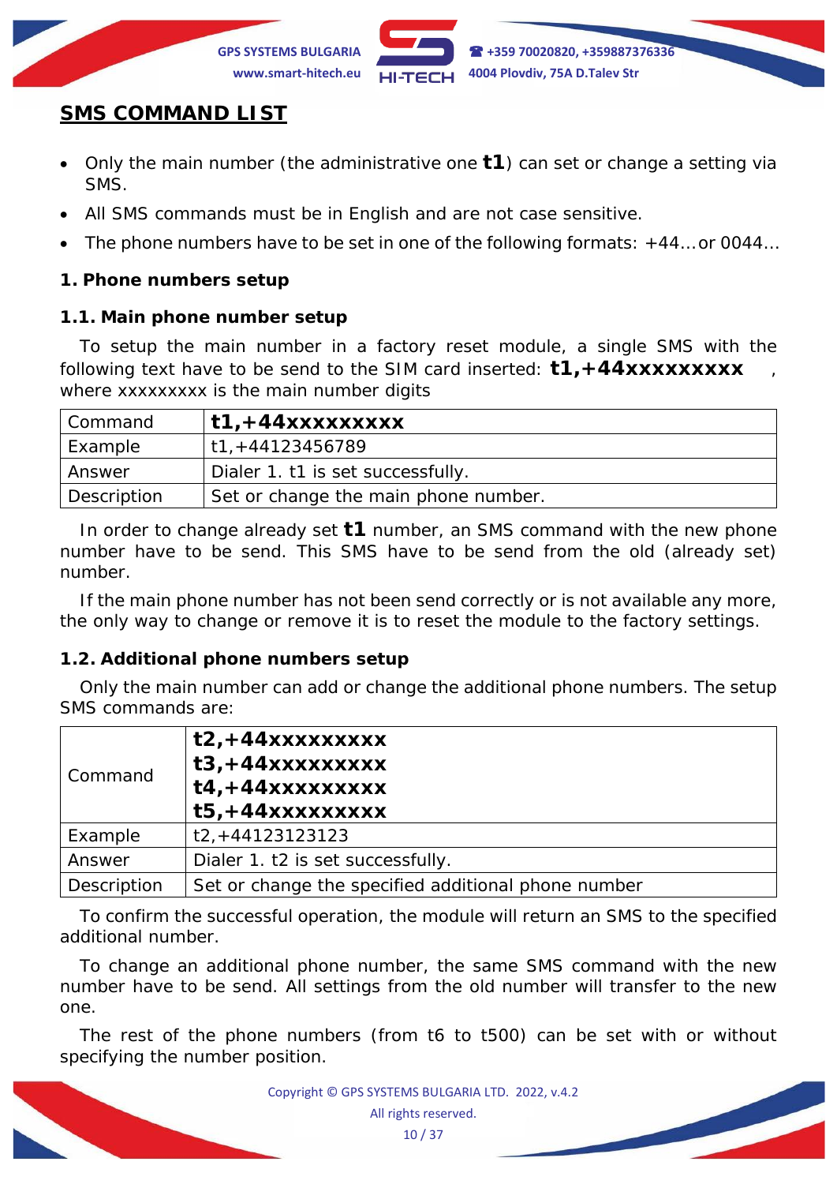# SMS COMMAND LIST

- Only the main number (the administrative one **t1**) can set or change a setting via SMS.
- All SMS commands must be in English and are not case sensitive.
- The phone numbers have to be set in one of the following formats: +44…or 0044…

### 1. Phone numbers setup

#### 1.1. Main phone number setup

To setup the main number in a factory reset module, a single SMS with the following text have to be send to the SIM card inserted: **t1,+44xxxxxxxxx** , where xxxxxxxxx is the main number digits

| Command | **t1,+44xxxxxxxxx** |
|---|---|
| Example | t1,+44123456789 |
| Answer | Dialer 1. t1 is set successfully. |
| Description | Set or change the main phone number. |

In order to change already set **t1** number, an SMS command with the new phone number have to be send. This SMS have to be send from the old (already set) number.

If the main phone number has not been send correctly or is not available any more, the only way to change or remove it is to reset the module to the factory settings.

#### 1.2. Additional phone numbers setup

Only the main number can add or change the additional phone numbers. The setup SMS commands are:

| Command | **t2,+44xxxxxxxxx**<br>**t3,+44xxxxxxxxx**<br>**t4,+44xxxxxxxxx**<br>**t5,+44xxxxxxxxx** |
|---|---|
| Example | t2,+44123123123 |
| Answer | Dialer 1. t2 is set successfully. |
| Description | Set or change the specified additional phone number |

To confirm the successful operation, the module will return an SMS to the specified additional number.

To change an additional phone number, the same SMS command with the new number have to be send. All settings from the old number will transfer to the new one.

The rest of the phone numbers (from t6 to t500) can be set with or without specifying the number position.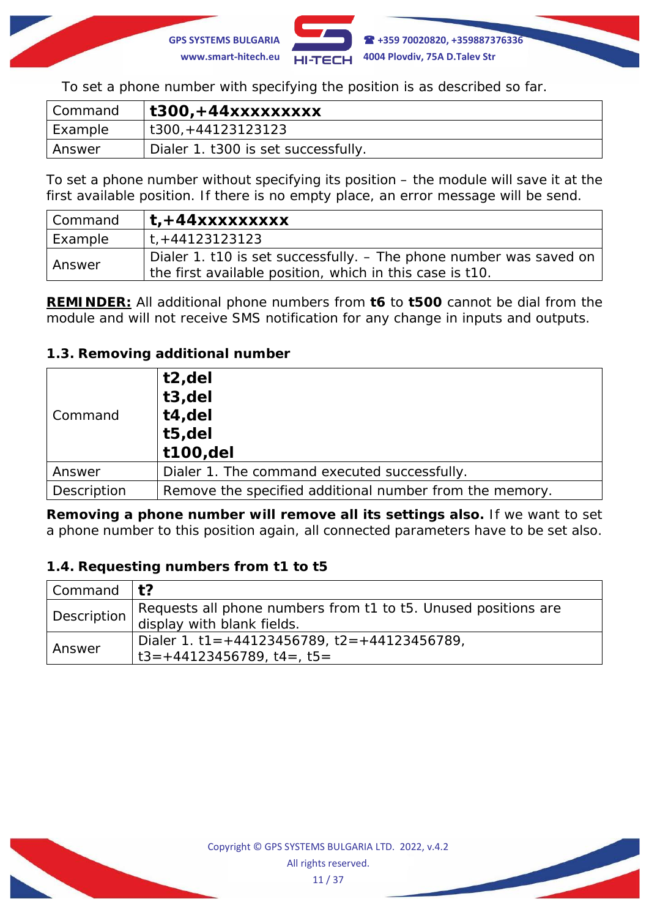To set a phone number with specifying the position is as described so far.

| Command | **t300,+44xxxxxxxxx** |
|---|---|
| Example | t300,+44123123123 |
| Answer | Dialer 1. t300 is set successfully. |

To set a phone number without specifying its position – the module will save it at the first available position. If there is no empty place, an error message will be send.

| Command | **t,+44xxxxxxxxx** |
|---|---|
| Example | t,+44123123123 |
| Answer | Dialer 1. t10 is set successfully. – The phone number was saved on the first available position, which in this case is t10. |

**REMINDER:** All additional phone numbers from **t6** to **t500** cannot be dial from the module and will not receive SMS notification for any change in inputs and outputs.

### 1.3. Removing additional number

| Command | **t2,del**<br>**t3,del**<br>**t4,del**<br>**t5,del**<br>**t100,del** |
|---|---|
| Answer | Dialer 1. The command executed successfully. |
| Description | Remove the specified additional number from the memory. |

**Removing a phone number will remove all its settings also.** If we want to set a phone number to this position again, all connected parameters have to be set also.

### 1.4. Requesting numbers from t1 to t5

| Command | **t?** |
|---|---|
| Description | Requests all phone numbers from t1 to t5. Unused positions are display with blank fields. |
| Answer | Dialer 1. t1=+44123456789, t2=+44123456789, t3=+44123456789, t4=, t5= |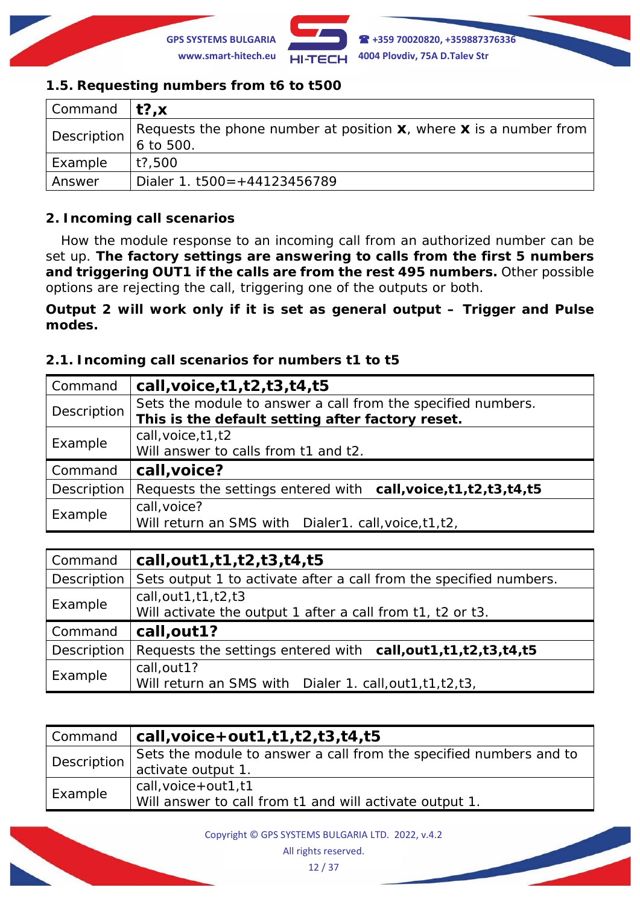### 1.5. Requesting numbers from t6 to t500

| Command | **t?,x** |
|---|---|
| Description | Requests the phone number at position **x**, where **x** is a number from 6 to 500. |
| Example | t?,500 |
| Answer | Dialer 1. t500=+44123456789 |

## 2. Incoming call scenarios

How the module response to an incoming call from an authorized number can be set up. **The factory settings are answering to calls from the first 5 numbers and triggering OUT1 if the calls are from the rest 495 numbers.** Other possible options are rejecting the call, triggering one of the outputs or both.

**Output 2 will work only if it is set as general output – Trigger and Pulse modes.**

### 2.1. Incoming call scenarios for numbers t1 to t5

| Command | **call,voice,t1,t2,t3,t4,t5** |
|---|---|
| Description | Sets the module to answer a call from the specified numbers. **This is the default setting after factory reset.** |
| Example | call,voice,t1,t2<br>Will answer to calls from t1 and t2. |
| Command | **call,voice?** |
| Description | Requests the settings entered with **call,voice,t1,t2,t3,t4,t5** |
| Example | call,voice?<br>Will return an SMS with Dialer1. call,voice,t1,t2, |

| Command | **call,out1,t1,t2,t3,t4,t5** |
|---|---|
| Description | Sets output 1 to activate after a call from the specified numbers. |
| Example | call,out1,t1,t2,t3<br>Will activate the output 1 after a call from t1, t2 or t3. |
| Command | **call,out1?** |
| Description | Requests the settings entered with **call,out1,t1,t2,t3,t4,t5** |
| Example | call,out1?<br>Will return an SMS with Dialer 1. call,out1,t1,t2,t3, |

| Command | **call,voice+out1,t1,t2,t3,t4,t5** |
|---|---|
| Description | Sets the module to answer a call from the specified numbers and to activate output 1. |
| Example | call,voice+out1,t1<br>Will answer to call from t1 and will activate output 1. |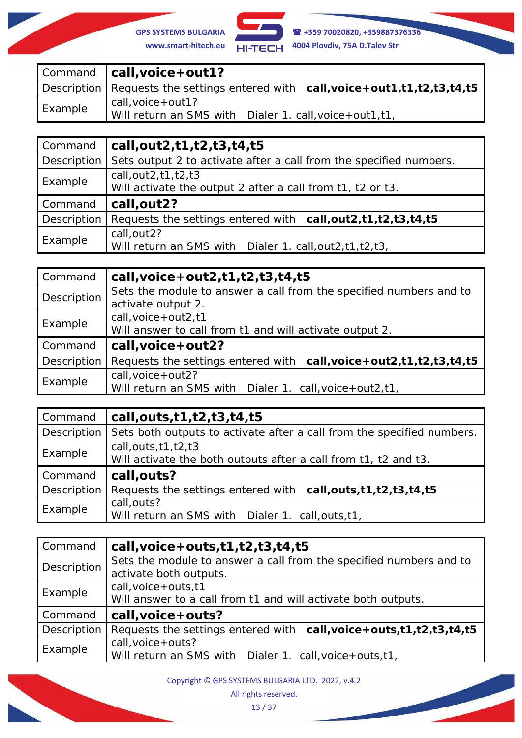| Command | **call,voice+out1?** |
|---|---|
| Description | Requests the settings entered with **call,voice+out1,t1,t2,t3,t4,t5** |
| Example | call,voice+out1?<br>Will return an SMS with Dialer 1. call,voice+out1,t1, |

| Command | **call,out2,t1,t2,t3,t4,t5** |
|---|---|
| Description | Sets output 2 to activate after a call from the specified numbers. |
| Example | call,out2,t1,t2,t3<br>Will activate the output 2 after a call from t1, t2 or t3. |
| Command | **call,out2?** |
| Description | Requests the settings entered with **call,out2,t1,t2,t3,t4,t5** |
| Example | call,out2?<br>Will return an SMS with Dialer 1. call,out2,t1,t2,t3, |

| Command | **call,voice+out2,t1,t2,t3,t4,t5** |
|---|---|
| Description | Sets the module to answer a call from the specified numbers and to activate output 2. |
| Example | call,voice+out2,t1<br>Will answer to call from t1 and will activate output 2. |
| Command | **call,voice+out2?** |
| Description | Requests the settings entered with **call,voice+out2,t1,t2,t3,t4,t5** |
| Example | call,voice+out2?<br>Will return an SMS with Dialer 1. call,voice+out2,t1, |

| Command | **call,outs,t1,t2,t3,t4,t5** |
|---|---|
| Description | Sets both outputs to activate after a call from the specified numbers. |
| Example | call,outs,t1,t2,t3<br>Will activate the both outputs after a call from t1, t2 and t3. |
| Command | **call,outs?** |
| Description | Requests the settings entered with **call,outs,t1,t2,t3,t4,t5** |
| Example | call,outs?<br>Will return an SMS with Dialer 1. call,outs,t1, |

| Command | **call,voice+outs,t1,t2,t3,t4,t5** |
|---|---|
| Description | Sets the module to answer a call from the specified numbers and to activate both outputs. |
| Example | call,voice+outs,t1<br>Will answer to a call from t1 and will activate both outputs. |
| Command | **call,voice+outs?** |
| Description | Requests the settings entered with **call,voice+outs,t1,t2,t3,t4,t5** |
| Example | call,voice+outs?<br>Will return an SMS with Dialer 1. call,voice+outs,t1, |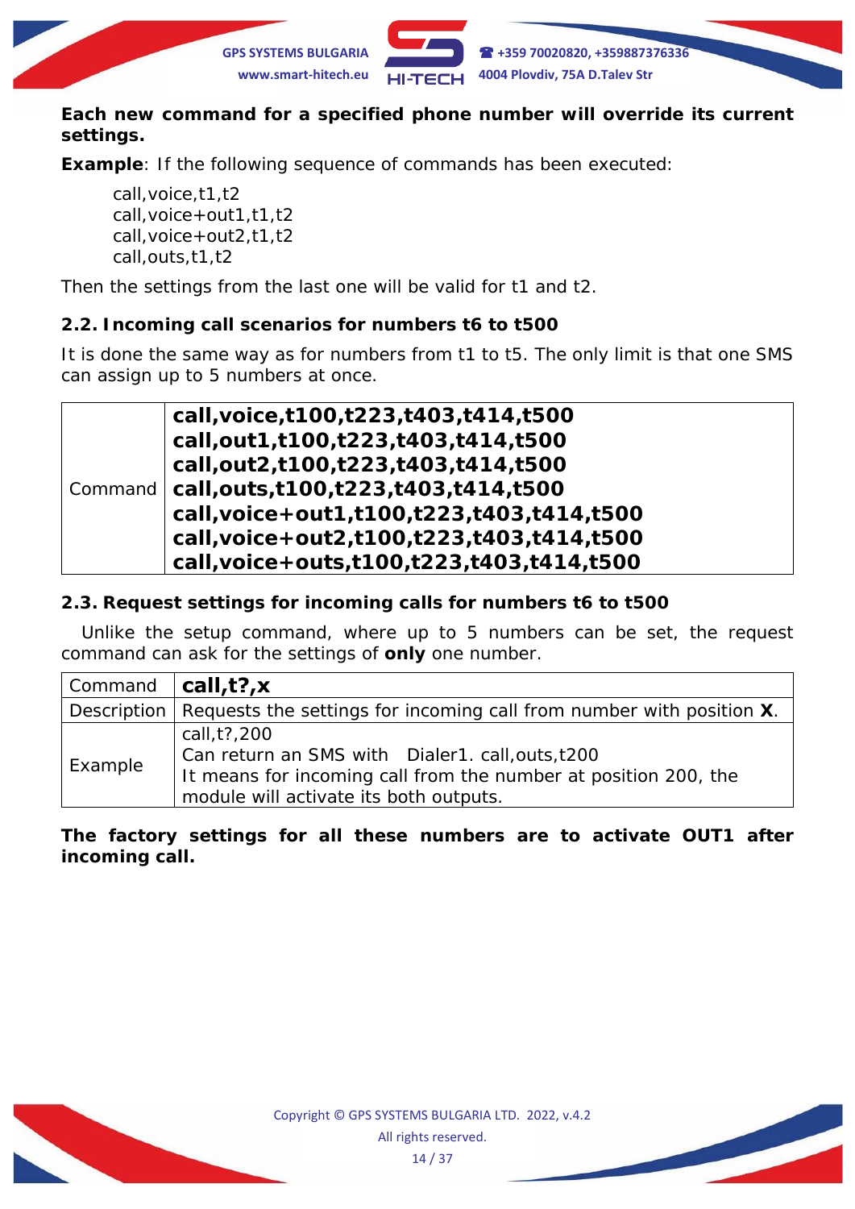**Each new command for a specified phone number will override its current settings.**

**Example**: If the following sequence of commands has been executed:

call,voice,t1,t2
call,voice+out1,t1,t2
call,voice+out2,t1,t2
call,outs,t1,t2

Then the settings from the last one will be valid for t1 and t2.

### 2.2. Incoming call scenarios for numbers t6 to t500

It is done the same way as for numbers from t1 to t5. The only limit is that one SMS can assign up to 5 numbers at once.

| | |
|---|---|
| Command | **call,voice,t100,t223,t403,t414,t500**<br>**call,out1,t100,t223,t403,t414,t500**<br>**call,out2,t100,t223,t403,t414,t500**<br>**call,outs,t100,t223,t403,t414,t500**<br>**call,voice+out1,t100,t223,t403,t414,t500**<br>**call,voice+out2,t100,t223,t403,t414,t500**<br>**call,voice+outs,t100,t223,t403,t414,t500** |

### 2.3. Request settings for incoming calls for numbers t6 to t500

Unlike the setup command, where up to 5 numbers can be set, the request command can ask for the settings of **only** one number.

| | |
|---|---|
| Command | **call,t?,x** |
| Description | Requests the settings for incoming call from number with position **X**. |
| Example | call,t?,200<br>Can return an SMS with Dialer1. call,outs,t200<br>It means for incoming call from the number at position 200, the module will activate its both outputs. |

**The factory settings for all these numbers are to activate OUT1 after incoming call.**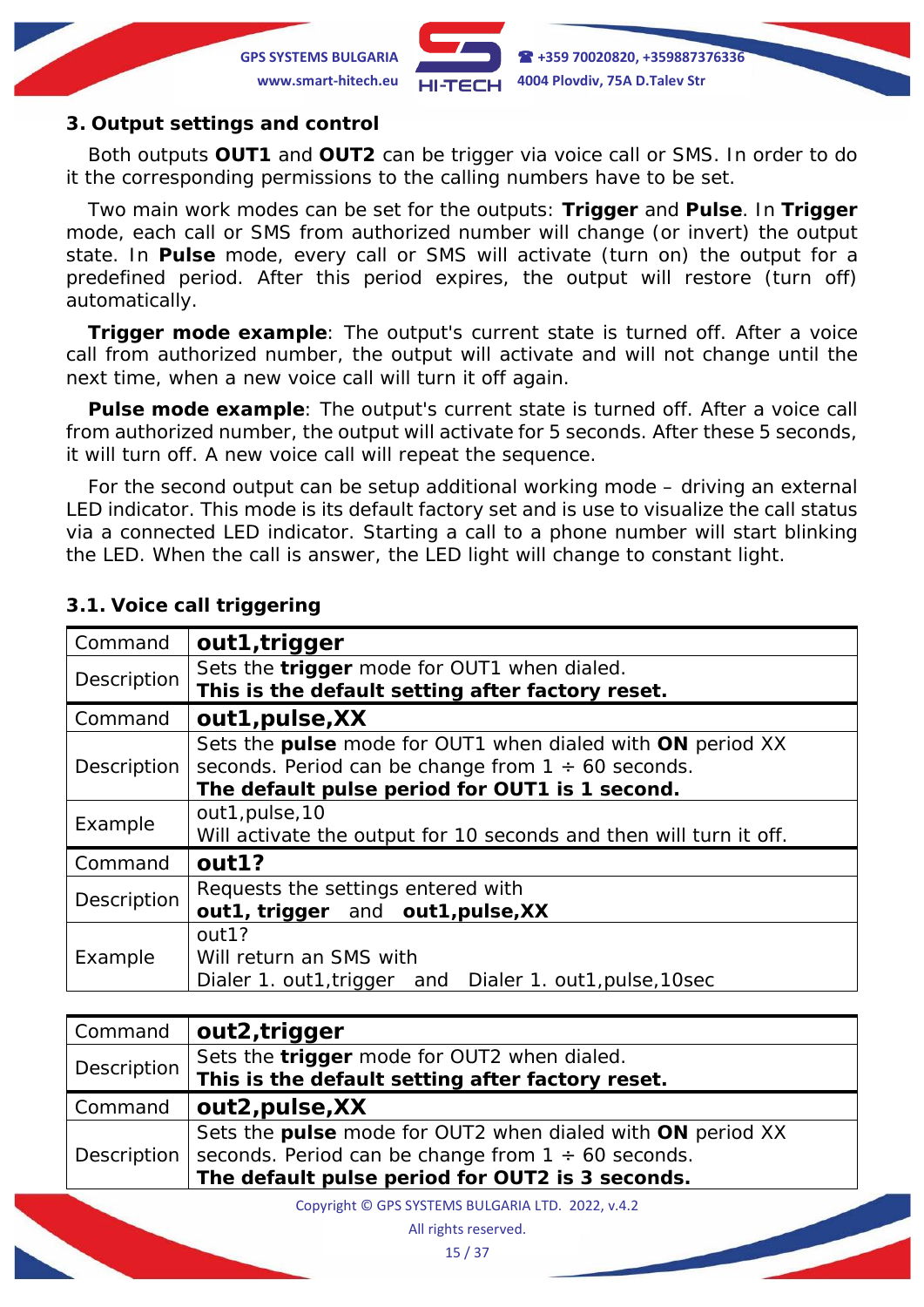## 3. Output settings and control

Both outputs **OUT1** and **OUT2** can be trigger via voice call or SMS. In order to do it the corresponding permissions to the calling numbers have to be set.

Two main work modes can be set for the outputs: **Trigger** and **Pulse**. In **Trigger** mode, each call or SMS from authorized number will change (or invert) the output state. In **Pulse** mode, every call or SMS will activate (turn on) the output for a predefined period. After this period expires, the output will restore (turn off) automatically.

**Trigger mode example**: The output's current state is turned off. After a voice call from authorized number, the output will activate and will not change until the next time, when a new voice call will turn it off again.

**Pulse mode example**: The output's current state is turned off. After a voice call from authorized number, the output will activate for 5 seconds. After these 5 seconds, it will turn off. A new voice call will repeat the sequence.

For the second output can be setup additional working mode – driving an external LED indicator. This mode is its default factory set and is use to visualize the call status via a connected LED indicator. Starting a call to a phone number will start blinking the LED. When the call is answer, the LED light will change to constant light.

### 3.1. Voice call triggering

| Command | **out1,trigger** |
|---|---|
| Description | Sets the **trigger** mode for OUT1 when dialed.<br>**This is the default setting after factory reset.** |
| Command | **out1,pulse,XX** |
| Description | Sets the **pulse** mode for OUT1 when dialed with **ON** period XX seconds. Period can be change from 1 ÷ 60 seconds.<br>**The default pulse period for OUT1 is 1 second.** |
| Example | out1,pulse,10<br>Will activate the output for 10 seconds and then will turn it off. |
| Command | **out1?** |
| Description | Requests the settings entered with<br>**out1, trigger** and **out1,pulse,XX** |
| Example | out1?<br>Will return an SMS with<br>Dialer 1. out1,trigger and Dialer 1. out1,pulse,10sec |

| Command | **out2,trigger** |
|---|---|
| Description | Sets the **trigger** mode for OUT2 when dialed.<br>**This is the default setting after factory reset.** |
| Command | **out2,pulse,XX** |
| Description | Sets the **pulse** mode for OUT2 when dialed with **ON** period XX seconds. Period can be change from 1 ÷ 60 seconds.<br>**The default pulse period for OUT2 is 3 seconds.** |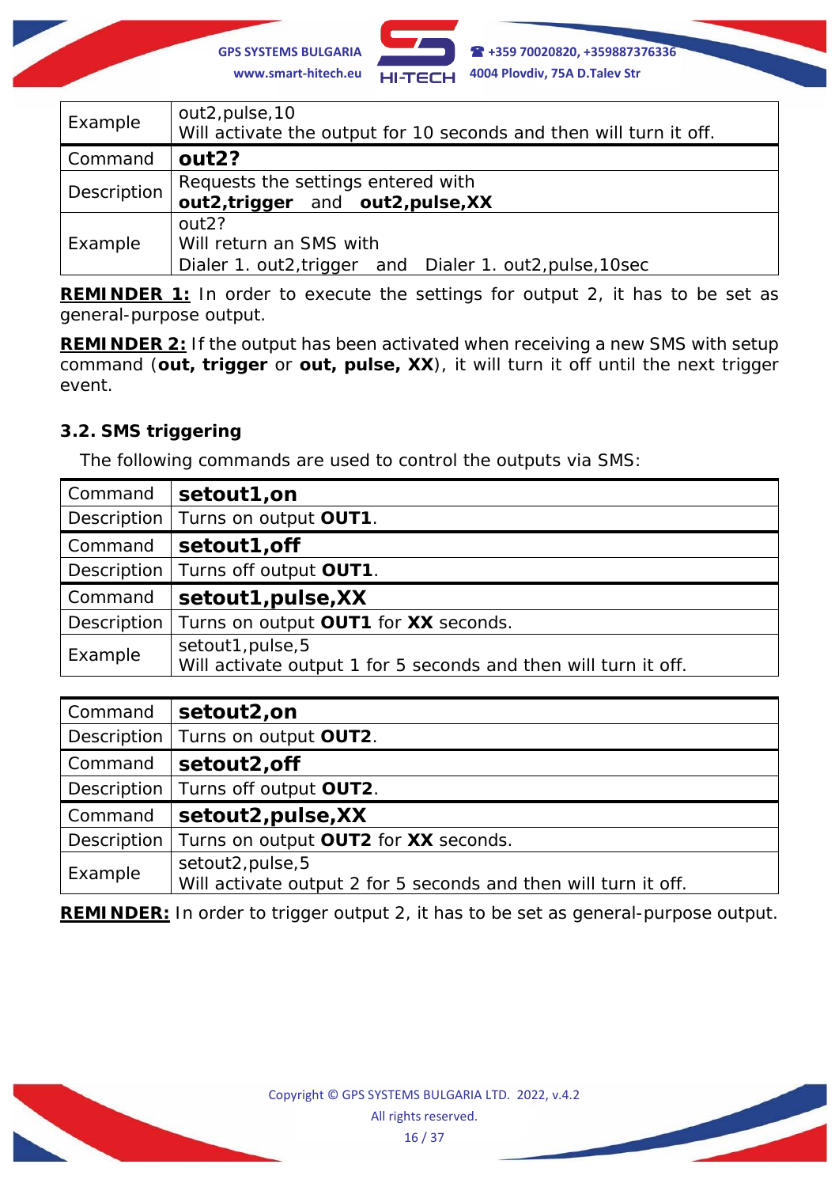| Example | out2,pulse,10<br>Will activate the output for 10 seconds and then will turn it off. |
|---|---|
| Command | **out2?** |
| Description | Requests the settings entered with<br>**out2,trigger** and **out2,pulse,XX** |
| Example | out2?<br>Will return an SMS with<br>Dialer 1. out2,trigger and Dialer 1. out2,pulse,10sec |

**REMINDER 1:** In order to execute the settings for output 2, it has to be set as general-purpose output.

**REMINDER 2:** If the output has been activated when receiving a new SMS with setup command (**out, trigger** or **out, pulse, XX**), it will turn it off until the next trigger event.

### 3.2. SMS triggering

The following commands are used to control the outputs via SMS:

| Command | **setout1,on** |
|---|---|
| Description | Turns on output **OUT1**. |
| Command | **setout1,off** |
| Description | Turns off output **OUT1**. |
| Command | **setout1,pulse,XX** |
| Description | Turns on output **OUT1** for **XX** seconds. |
| Example | setout1,pulse,5<br>Will activate output 1 for 5 seconds and then will turn it off. |

| Command | **setout2,on** |
|---|---|
| Description | Turns on output **OUT2**. |
| Command | **setout2,off** |
| Description | Turns off output **OUT2**. |
| Command | **setout2,pulse,XX** |
| Description | Turns on output **OUT2** for **XX** seconds. |
| Example | setout2,pulse,5<br>Will activate output 2 for 5 seconds and then will turn it off. |

**REMINDER:** In order to trigger output 2, it has to be set as general-purpose output.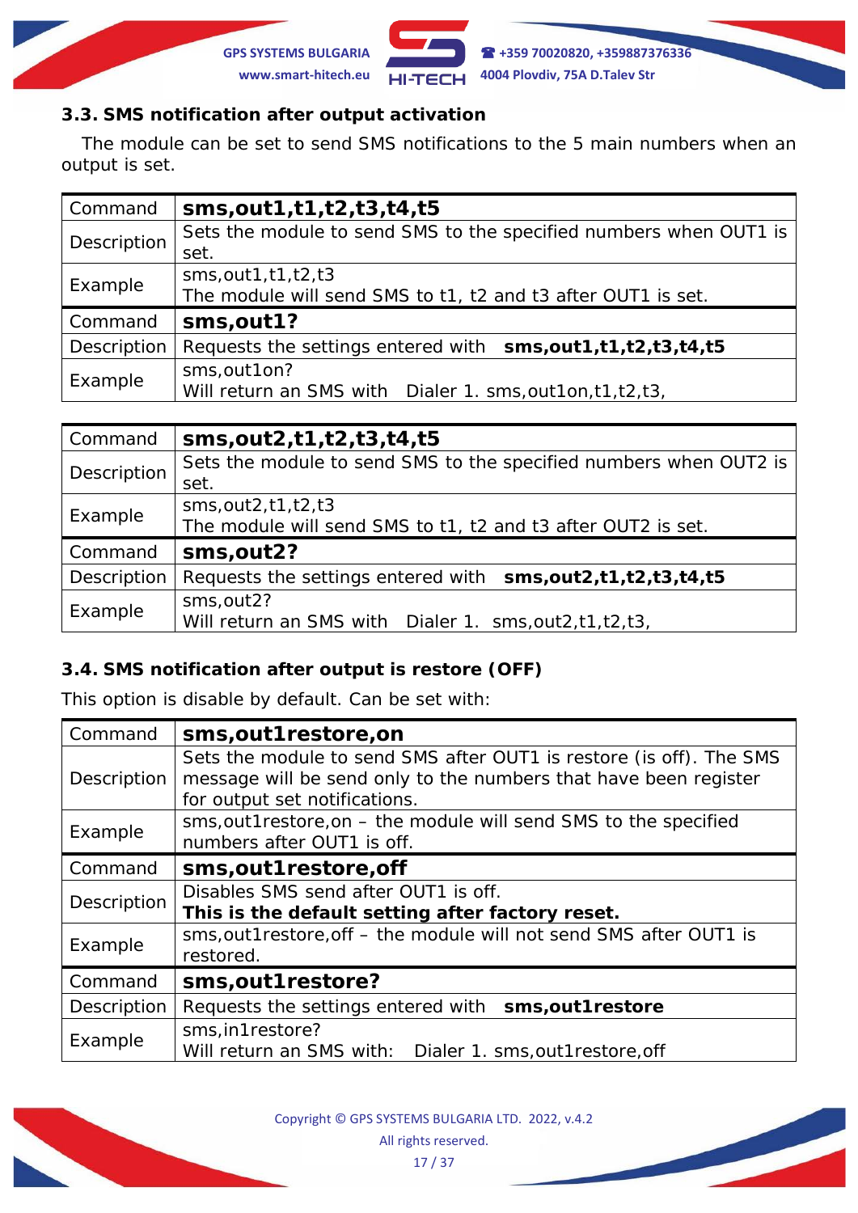### 3.3. SMS notification after output activation

The module can be set to send SMS notifications to the 5 main numbers when an output is set.

| Command | **sms,out1,t1,t2,t3,t4,t5** |
|---|---|
| Description | Sets the module to send SMS to the specified numbers when OUT1 is set. |
| Example | sms,out1,t1,t2,t3<br>The module will send SMS to t1, t2 and t3 after OUT1 is set. |
| Command | **sms,out1?** |
| Description | Requests the settings entered with **sms,out1,t1,t2,t3,t4,t5** |
| Example | sms,out1on?<br>Will return an SMS with Dialer 1. sms,out1on,t1,t2,t3, |

| Command | **sms,out2,t1,t2,t3,t4,t5** |
|---|---|
| Description | Sets the module to send SMS to the specified numbers when OUT2 is set. |
| Example | sms,out2,t1,t2,t3<br>The module will send SMS to t1, t2 and t3 after OUT2 is set. |
| Command | **sms,out2?** |
| Description | Requests the settings entered with **sms,out2,t1,t2,t3,t4,t5** |
| Example | sms,out2?<br>Will return an SMS with Dialer 1. sms,out2,t1,t2,t3, |

### 3.4. SMS notification after output is restore (OFF)

This option is disable by default. Can be set with:

| Command | **sms,out1restore,on** |
|---|---|
| Description | Sets the module to send SMS after OUT1 is restore (is off). The SMS message will be send only to the numbers that have been register for output set notifications. |
| Example | sms,out1restore,on – the module will send SMS to the specified numbers after OUT1 is off. |
| Command | **sms,out1restore,off** |
| Description | Disables SMS send after OUT1 is off.<br>**This is the default setting after factory reset.** |
| Example | sms,out1restore,off – the module will not send SMS after OUT1 is restored. |
| Command | **sms,out1restore?** |
| Description | Requests the settings entered with **sms,out1restore** |
| Example | sms,in1restore?<br>Will return an SMS with: Dialer 1. sms,out1restore,off |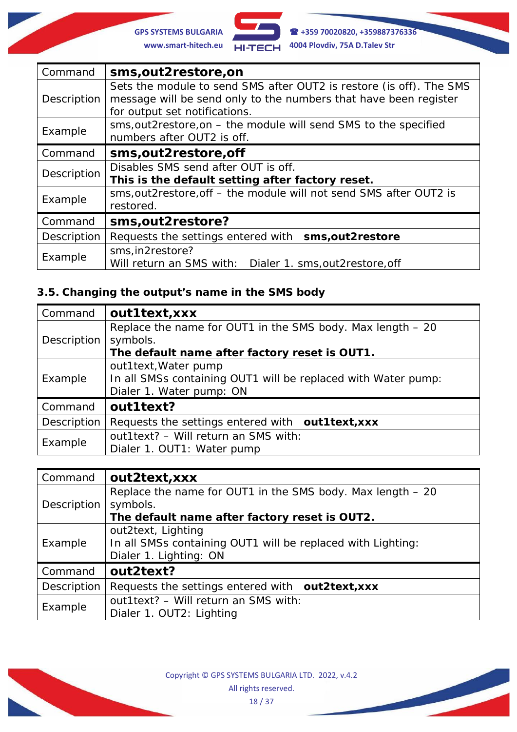| Command | **sms,out2restore,on** |
|---|---|
| Description | Sets the module to send SMS after OUT2 is restore (is off). The SMS message will be send only to the numbers that have been register for output set notifications. |
| Example | sms,out2restore,on – the module will send SMS to the specified numbers after OUT2 is off. |
| Command | **sms,out2restore,off** |
| Description | Disables SMS send after OUT is off.<br>**This is the default setting after factory reset.** |
| Example | sms,out2restore,off – the module will not send SMS after OUT2 is restored. |
| Command | **sms,out2restore?** |
| Description | Requests the settings entered with **sms,out2restore** |
| Example | sms,in2restore?<br>Will return an SMS with: Dialer 1. sms,out2restore,off |

### 3.5. Changing the output's name in the SMS body

| Command | **out1text,xxx** |
|---|---|
| Description | Replace the name for OUT1 in the SMS body. Max length – 20 symbols.<br>**The default name after factory reset is OUT1.** |
| Example | out1text,Water pump<br>In all SMSs containing OUT1 will be replaced with Water pump:<br>Dialer 1. Water pump: ON |
| Command | **out1text?** |
| Description | Requests the settings entered with **out1text,xxx** |
| Example | out1text? – Will return an SMS with:<br>Dialer 1. OUT1: Water pump |

| Command | **out2text,xxx** |
|---|---|
| Description | Replace the name for OUT1 in the SMS body. Max length – 20 symbols.<br>**The default name after factory reset is OUT2.** |
| Example | out2text, Lighting<br>In all SMSs containing OUT1 will be replaced with Lighting:<br>Dialer 1. Lighting: ON |
| Command | **out2text?** |
| Description | Requests the settings entered with **out2text,xxx** |
| Example | out1text? – Will return an SMS with:<br>Dialer 1. OUT2: Lighting |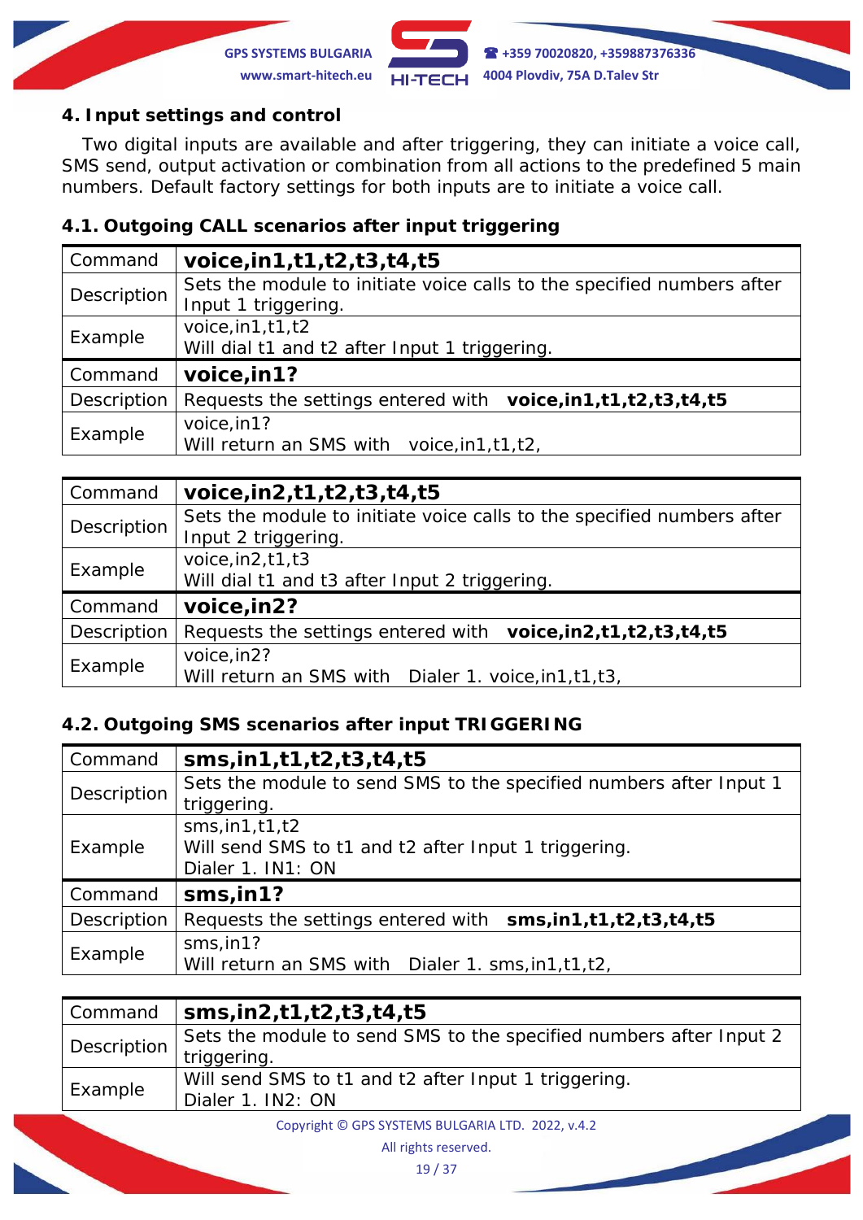## 4. Input settings and control

Two digital inputs are available and after triggering, they can initiate a voice call, SMS send, output activation or combination from all actions to the predefined 5 main numbers. Default factory settings for both inputs are to initiate a voice call.

### 4.1. Outgoing CALL scenarios after input triggering

| Command | **voice,in1,t1,t2,t3,t4,t5** |
|---|---|
| Description | Sets the module to initiate voice calls to the specified numbers after Input 1 triggering. |
| Example | voice,in1,t1,t2<br>Will dial t1 and t2 after Input 1 triggering. |
| Command | **voice,in1?** |
| Description | Requests the settings entered with **voice,in1,t1,t2,t3,t4,t5** |
| Example | voice,in1?<br>Will return an SMS with voice,in1,t1,t2, |

| Command | **voice,in2,t1,t2,t3,t4,t5** |
|---|---|
| Description | Sets the module to initiate voice calls to the specified numbers after Input 2 triggering. |
| Example | voice,in2,t1,t3<br>Will dial t1 and t3 after Input 2 triggering. |
| Command | **voice,in2?** |
| Description | Requests the settings entered with **voice,in2,t1,t2,t3,t4,t5** |
| Example | voice,in2?<br>Will return an SMS with Dialer 1. voice,in1,t1,t3, |

### 4.2. Outgoing SMS scenarios after input TRIGGERING

| Command | **sms,in1,t1,t2,t3,t4,t5** |
|---|---|
| Description | Sets the module to send SMS to the specified numbers after Input 1 triggering. |
| Example | sms,in1,t1,t2<br>Will send SMS to t1 and t2 after Input 1 triggering.<br>Dialer 1. IN1: ON |
| Command | **sms,in1?** |
| Description | Requests the settings entered with **sms,in1,t1,t2,t3,t4,t5** |
| Example | sms,in1?<br>Will return an SMS with Dialer 1. sms,in1,t1,t2, |

| Command | **sms,in2,t1,t2,t3,t4,t5** |
|---|---|
| Description | Sets the module to send SMS to the specified numbers after Input 2 triggering. |
| Example | Will send SMS to t1 and t2 after Input 1 triggering.<br>Dialer 1. IN2: ON |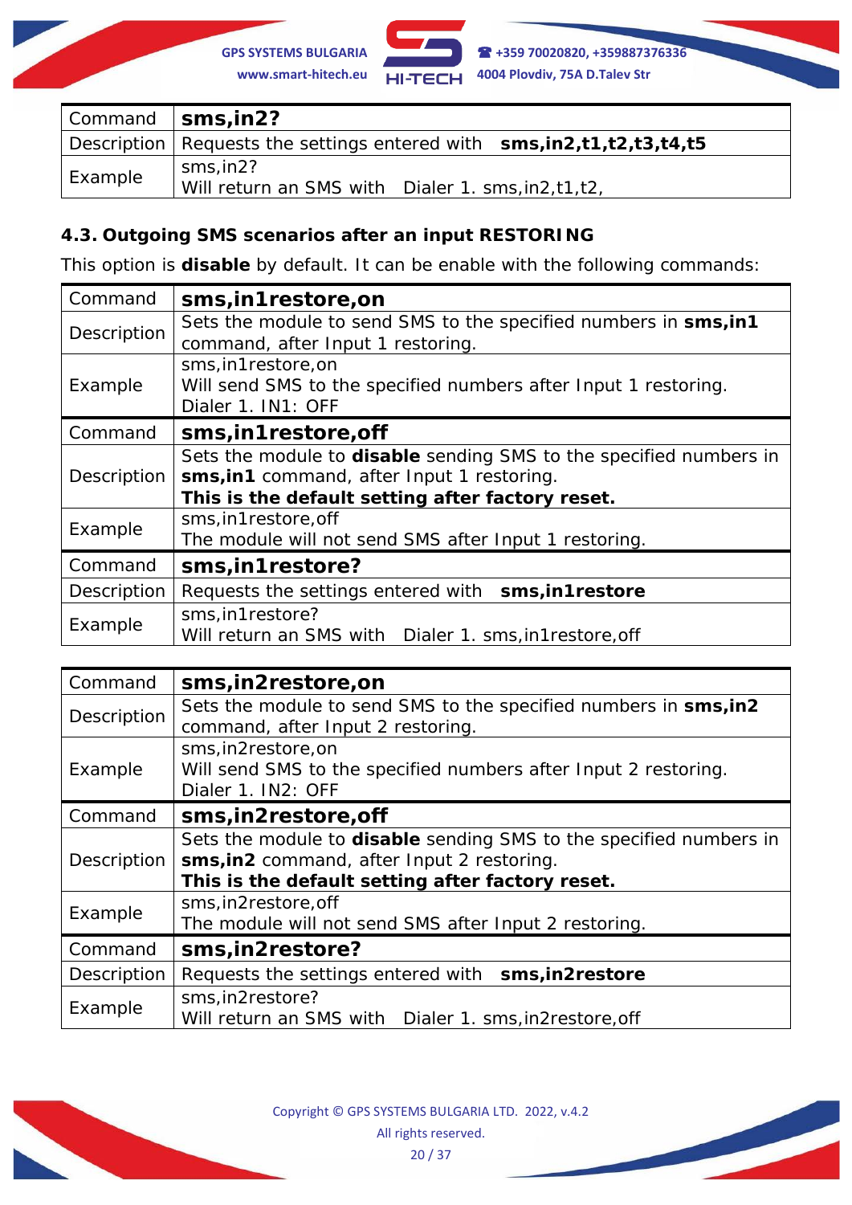| Command | **sms,in2?** |
|---|---|
| Description | Requests the settings entered with **sms,in2,t1,t2,t3,t4,t5** |
| Example | sms,in2?<br>Will return an SMS with Dialer 1. sms,in2,t1,t2, |

### 4.3. Outgoing SMS scenarios after an input RESTORING

This option is **disable** by default. It can be enable with the following commands:

| Command | **sms,in1restore,on** |
|---|---|
| Description | Sets the module to send SMS to the specified numbers in **sms,in1** command, after Input 1 restoring. |
| Example | sms,in1restore,on<br>Will send SMS to the specified numbers after Input 1 restoring.<br>Dialer 1. IN1: OFF |
| Command | **sms,in1restore,off** |
| Description | Sets the module to **disable** sending SMS to the specified numbers in **sms,in1** command, after Input 1 restoring.<br>**This is the default setting after factory reset.** |
| Example | sms,in1restore,off<br>The module will not send SMS after Input 1 restoring. |
| Command | **sms,in1restore?** |
| Description | Requests the settings entered with **sms,in1restore** |
| Example | sms,in1restore?<br>Will return an SMS with Dialer 1. sms,in1restore,off |

| Command | **sms,in2restore,on** |
|---|---|
| Description | Sets the module to send SMS to the specified numbers in **sms,in2** command, after Input 2 restoring. |
| Example | sms,in2restore,on<br>Will send SMS to the specified numbers after Input 2 restoring.<br>Dialer 1. IN2: OFF |
| Command | **sms,in2restore,off** |
| Description | Sets the module to **disable** sending SMS to the specified numbers in **sms,in2** command, after Input 2 restoring.<br>**This is the default setting after factory reset.** |
| Example | sms,in2restore,off<br>The module will not send SMS after Input 2 restoring. |
| Command | **sms,in2restore?** |
| Description | Requests the settings entered with **sms,in2restore** |
| Example | sms,in2restore?<br>Will return an SMS with Dialer 1. sms,in2restore,off |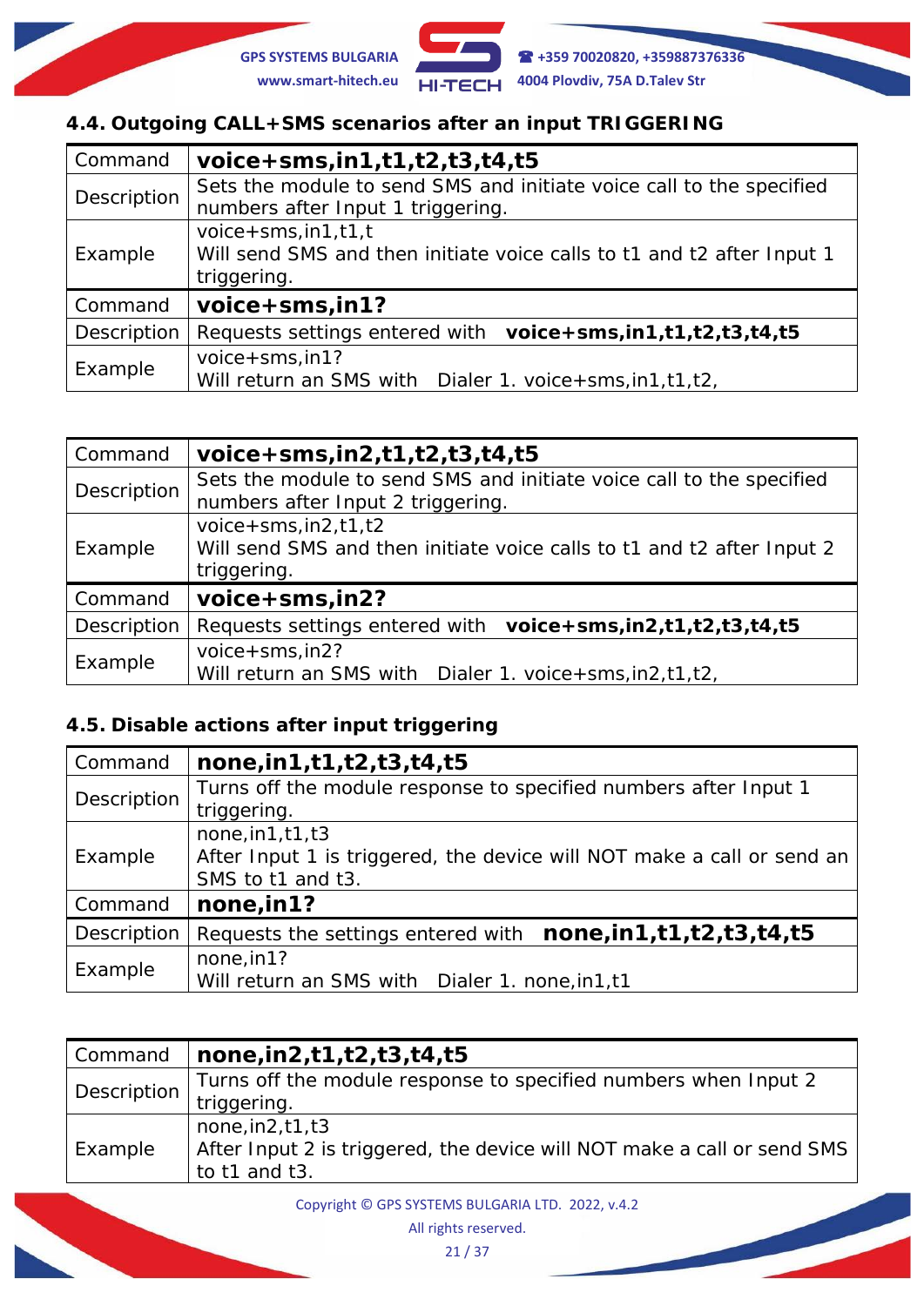### 4.4. Outgoing CALL+SMS scenarios after an input TRIGGERING

| Command | **voice+sms,in1,t1,t2,t3,t4,t5** |
|---|---|
| Description | Sets the module to send SMS and initiate voice call to the specified numbers after Input 1 triggering. |
| Example | voice+sms,in1,t1,t<br>Will send SMS and then initiate voice calls to t1 and t2 after Input 1 triggering. |
| Command | **voice+sms,in1?** |
| Description | Requests settings entered with **voice+sms,in1,t1,t2,t3,t4,t5** |
| Example | voice+sms,in1?<br>Will return an SMS with Dialer 1. voice+sms,in1,t1,t2, |

| Command | **voice+sms,in2,t1,t2,t3,t4,t5** |
|---|---|
| Description | Sets the module to send SMS and initiate voice call to the specified numbers after Input 2 triggering. |
| Example | voice+sms,in2,t1,t2<br>Will send SMS and then initiate voice calls to t1 and t2 after Input 2 triggering. |
| Command | **voice+sms,in2?** |
| Description | Requests settings entered with **voice+sms,in2,t1,t2,t3,t4,t5** |
| Example | voice+sms,in2?<br>Will return an SMS with Dialer 1. voice+sms,in2,t1,t2, |

### 4.5. Disable actions after input triggering

| Command | **none,in1,t1,t2,t3,t4,t5** |
|---|---|
| Description | Turns off the module response to specified numbers after Input 1 triggering. |
| Example | none,in1,t1,t3<br>After Input 1 is triggered, the device will NOT make a call or send an SMS to t1 and t3. |
| Command | **none,in1?** |
| Description | Requests the settings entered with **none,in1,t1,t2,t3,t4,t5** |
| Example | none,in1?<br>Will return an SMS with Dialer 1. none,in1,t1 |

| Command | **none,in2,t1,t2,t3,t4,t5** |
|---|---|
| Description | Turns off the module response to specified numbers when Input 2 triggering. |
| Example | none,in2,t1,t3<br>After Input 2 is triggered, the device will NOT make a call or send SMS to t1 and t3. |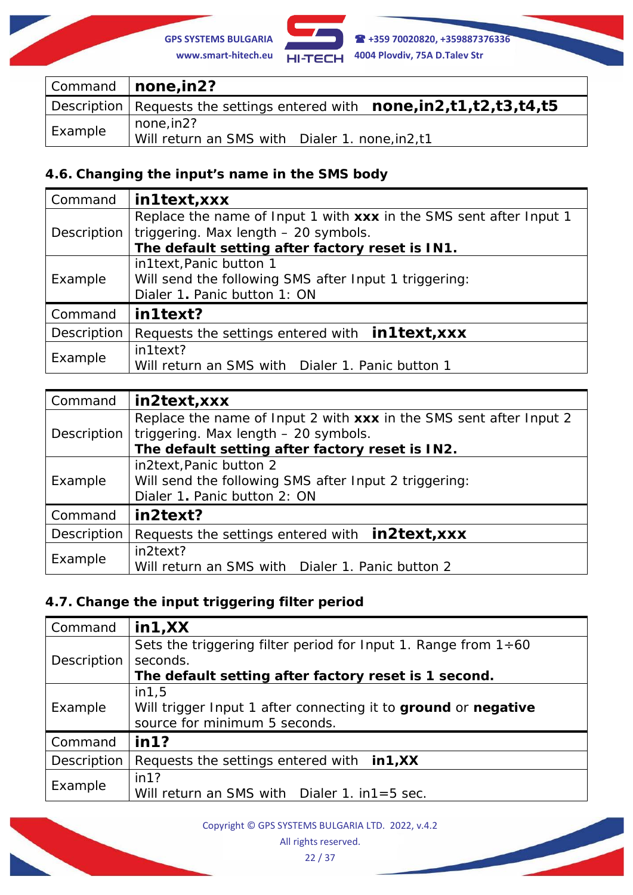| Command | **none,in2?** |
| --- | --- |
| Description | Requests the settings entered with **none,in2,t1,t2,t3,t4,t5** |
| Example | none,in2?<br>Will return an SMS with Dialer 1. none,in2,t1 |

### 4.6. Changing the input's name in the SMS body

| Command | **in1text,xxx** |
| --- | --- |
| Description | Replace the name of Input 1 with **xxx** in the SMS sent after Input 1 triggering. Max length – 20 symbols.<br>**The default setting after factory reset is IN1.** |
| Example | in1text,Panic button 1<br>Will send the following SMS after Input 1 triggering:<br>Dialer 1**.** Panic button 1: ON |
| Command | **in1text?** |
| Description | Requests the settings entered with **in1text,xxx** |
| Example | in1text?<br>Will return an SMS with Dialer 1. Panic button 1 |

| Command | **in2text,xxx** |
| --- | --- |
| Description | Replace the name of Input 2 with **xxx** in the SMS sent after Input 2 triggering. Max length – 20 symbols.<br>**The default setting after factory reset is IN2.** |
| Example | in2text,Panic button 2<br>Will send the following SMS after Input 2 triggering:<br>Dialer 1**.** Panic button 2: ON |
| Command | **in2text?** |
| Description | Requests the settings entered with **in2text,xxx** |
| Example | in2text?<br>Will return an SMS with Dialer 1. Panic button 2 |

### 4.7. Change the input triggering filter period

| Command | **in1,XX** |
| --- | --- |
| Description | Sets the triggering filter period for Input 1. Range from 1÷60 seconds.<br>**The default setting after factory reset is 1 second.** |
| Example | in1,5<br>Will trigger Input 1 after connecting it to **ground** or **negative** source for minimum 5 seconds. |
| Command | **in1?** |
| Description | Requests the settings entered with **in1,XX** |
| Example | in1?<br>Will return an SMS with Dialer 1. in1=5 sec. |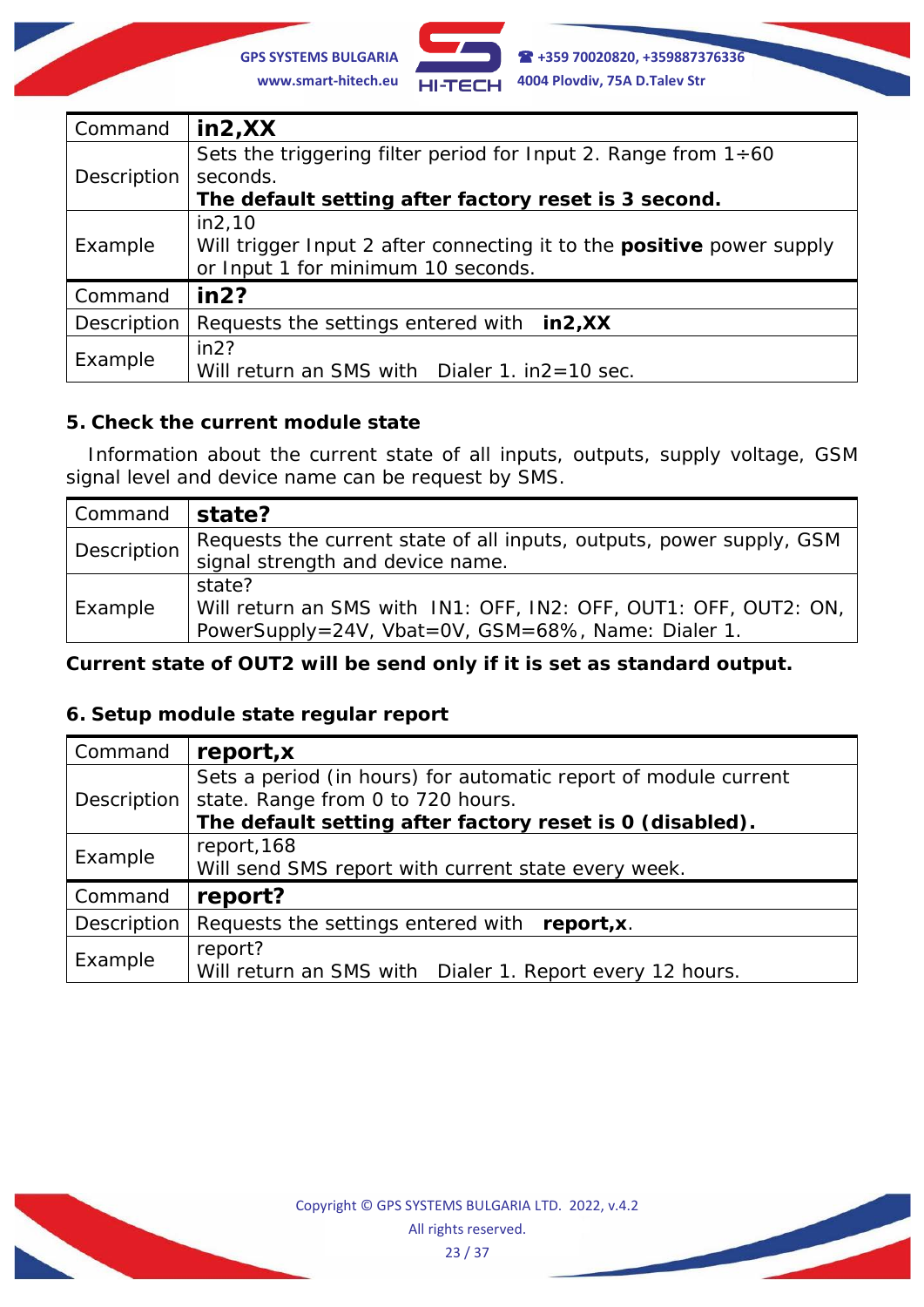| Command | **in2,XX** |
|---|---|
| Description | Sets the triggering filter period for Input 2. Range from 1÷60 seconds.<br>**The default setting after factory reset is 3 second.** |
| Example | in2,10<br>Will trigger Input 2 after connecting it to the **positive** power supply or Input 1 for minimum 10 seconds. |
| Command | **in2?** |
| Description | Requests the settings entered with **in2,XX** |
| Example | in2?<br>Will return an SMS with Dialer 1. in2=10 sec. |

### 5. Check the current module state

Information about the current state of all inputs, outputs, supply voltage, GSM signal level and device name can be request by SMS.

| Command | **state?** |
|---|---|
| Description | Requests the current state of all inputs, outputs, power supply, GSM signal strength and device name. |
| Example | state?<br>Will return an SMS with IN1: OFF, IN2: OFF, OUT1: OFF, OUT2: ON, PowerSupply=24V, Vbat=0V, GSM=68%, Name: Dialer 1. |

**Current state of OUT2 will be send only if it is set as standard output.**

### 6. Setup module state regular report

| Command | **report,x** |
|---|---|
| Description | Sets a period (in hours) for automatic report of module current state. Range from 0 to 720 hours.<br>**The default setting after factory reset is 0 (disabled).** |
| Example | report,168<br>Will send SMS report with current state every week. |
| Command | **report?** |
| Description | Requests the settings entered with **report,x**. |
| Example | report?<br>Will return an SMS with Dialer 1. Report every 12 hours. |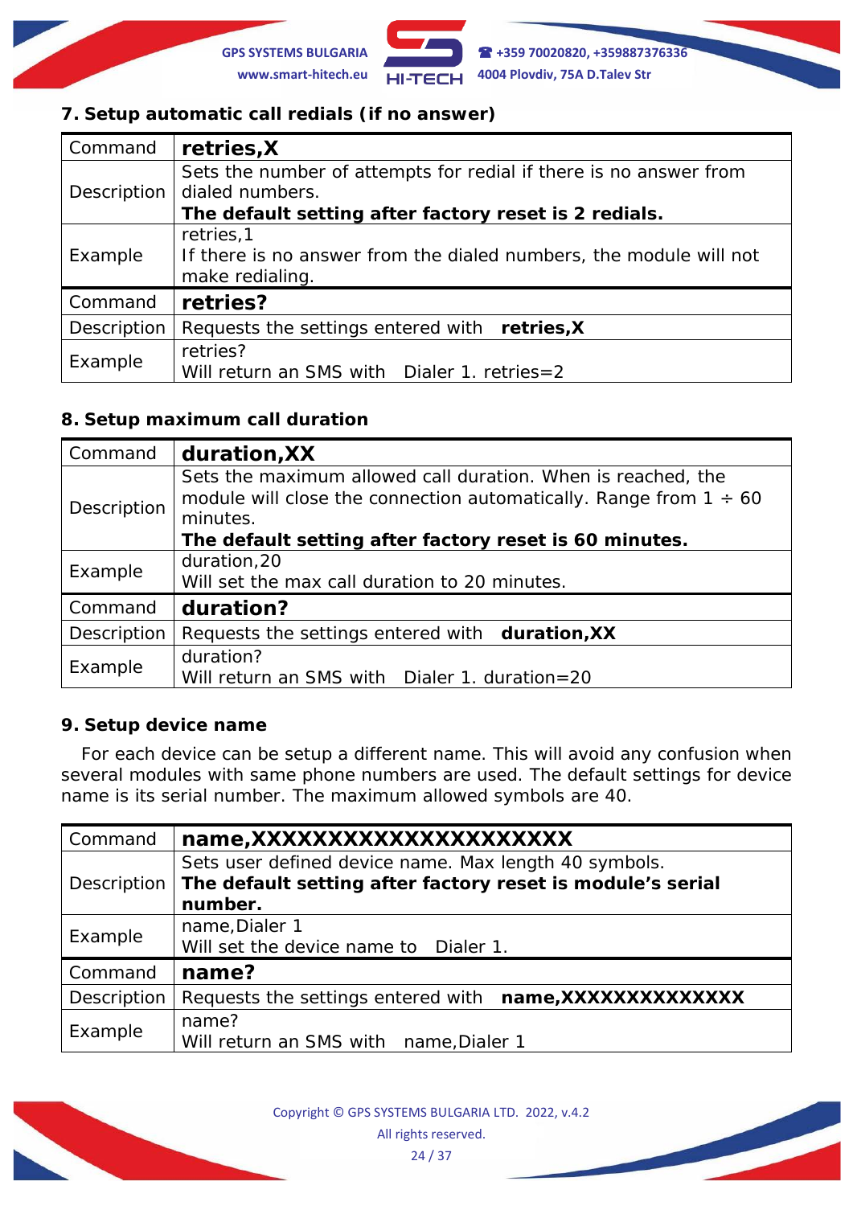### 7. Setup automatic call redials (if no answer)

| Command | **retries,X** |
|---|---|
| Description | Sets the number of attempts for redial if there is no answer from dialed numbers.<br>**The default setting after factory reset is 2 redials.** |
| Example | retries,1<br>If there is no answer from the dialed numbers, the module will not make redialing. |
| Command | **retries?** |
| Description | Requests the settings entered with **retries,X** |
| Example | retries?<br>Will return an SMS with Dialer 1. retries=2 |

### 8. Setup maximum call duration

| Command | **duration,XX** |
|---|---|
| Description | Sets the maximum allowed call duration. When is reached, the module will close the connection automatically. Range from 1 ÷ 60 minutes.<br>**The default setting after factory reset is 60 minutes.** |
| Example | duration,20<br>Will set the max call duration to 20 minutes. |
| Command | **duration?** |
| Description | Requests the settings entered with **duration,XX** |
| Example | duration?<br>Will return an SMS with Dialer 1. duration=20 |

### 9. Setup device name

For each device can be setup a different name. This will avoid any confusion when several modules with same phone numbers are used. The default settings for device name is its serial number. The maximum allowed symbols are 40.

| Command | **name,XXXXXXXXXXXXXXXXXXXX** |
|---|---|
| Description | Sets user defined device name. Max length 40 symbols.<br>**The default setting after factory reset is module's serial number.** |
| Example | name,Dialer 1<br>Will set the device name to Dialer 1. |
| Command | **name?** |
| Description | Requests the settings entered with **name,XXXXXXXXXXXXX** |
| Example | name?<br>Will return an SMS with name,Dialer 1 |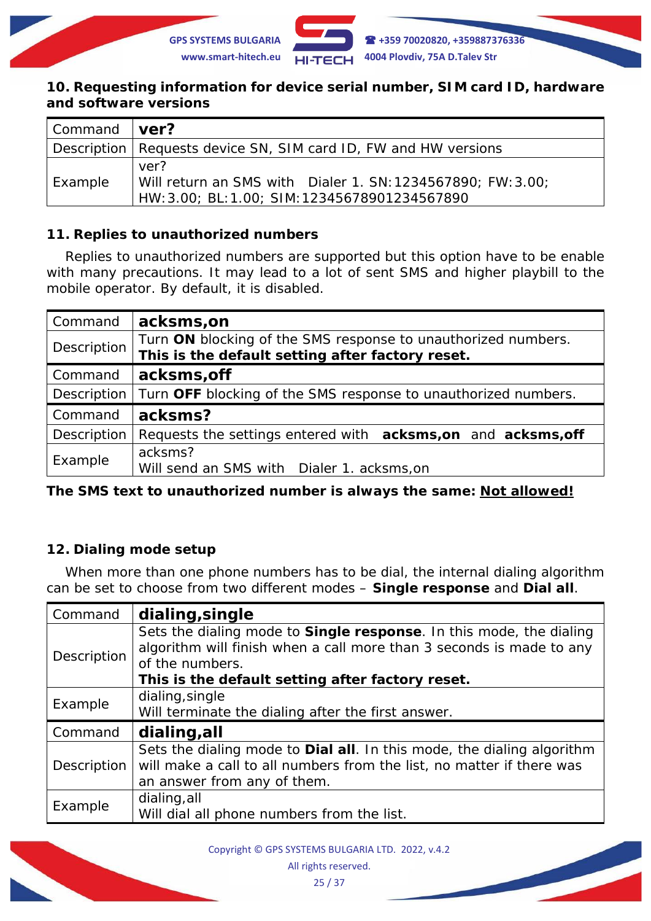## 10. Requesting information for device serial number, SIM card ID, hardware and software versions

| Command | **ver?** |
|---|---|
| Description | Requests device SN, SIM card ID, FW and HW versions |
| Example | ver?<br>Will return an SMS with Dialer 1. SN:1234567890; FW:3.00; HW:3.00; BL:1.00; SIM:12345678901234567890 |

## 11. Replies to unauthorized numbers

Replies to unauthorized numbers are supported but this option have to be enable with many precautions. It may lead to a lot of sent SMS and higher playbill to the mobile operator. By default, it is disabled.

| Command | **acksms,on** |
|---|---|
| Description | Turn **ON** blocking of the SMS response to unauthorized numbers.<br>**This is the default setting after factory reset.** |
| Command | **acksms,off** |
| Description | Turn **OFF** blocking of the SMS response to unauthorized numbers. |
| Command | **acksms?** |
| Description | Requests the settings entered with **acksms,on** and **acksms,off** |
| Example | acksms?<br>Will send an SMS with Dialer 1. acksms,on |

**The SMS text to unauthorized number is always the same: <u>Not allowed!</u>**

## 12. Dialing mode setup

When more than one phone numbers has to be dial, the internal dialing algorithm can be set to choose from two different modes – **Single response** and **Dial all**.

| Command | **dialing,single** |
|---|---|
| Description | Sets the dialing mode to **Single response**. In this mode, the dialing algorithm will finish when a call more than 3 seconds is made to any of the numbers.<br>**This is the default setting after factory reset.** |
| Example | dialing,single<br>Will terminate the dialing after the first answer. |
| Command | **dialing,all** |
| Description | Sets the dialing mode to **Dial all**. In this mode, the dialing algorithm will make a call to all numbers from the list, no matter if there was an answer from any of them. |
| Example | dialing,all<br>Will dial all phone numbers from the list. |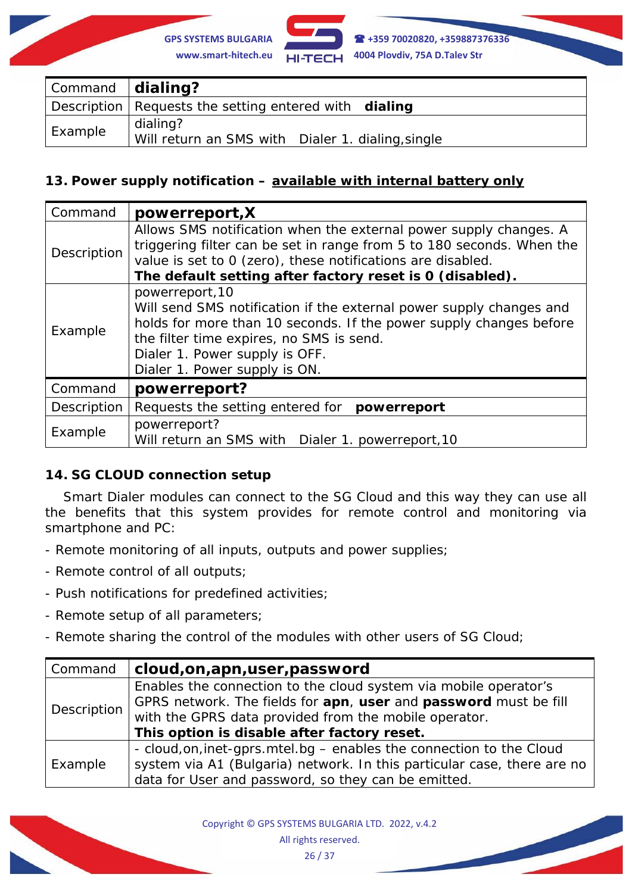| Command | **dialing?** |
|---|---|
| Description | Requests the setting entered with **dialing** |
| Example | dialing?<br>Will return an SMS with Dialer 1. dialing,single |

### 13. Power supply notification – <u>available with internal battery only</u>

| Command | **powerreport,X** |
|---|---|
| Description | Allows SMS notification when the external power supply changes. A triggering filter can be set in range from 5 to 180 seconds. When the value is set to 0 (zero), these notifications are disabled.<br>**The default setting after factory reset is 0 (disabled).** |
| Example | powerreport,10<br>Will send SMS notification if the external power supply changes and holds for more than 10 seconds. If the power supply changes before the filter time expires, no SMS is send.<br>Dialer 1. Power supply is OFF.<br>Dialer 1. Power supply is ON. |
| Command | **powerreport?** |
| Description | Requests the setting entered for **powerreport** |
| Example | powerreport?<br>Will return an SMS with Dialer 1. powerreport,10 |

### 14. SG CLOUD connection setup

Smart Dialer modules can connect to the SG Cloud and this way they can use all the benefits that this system provides for remote control and monitoring via smartphone and PC:

- Remote monitoring of all inputs, outputs and power supplies;
- Remote control of all outputs;
- Push notifications for predefined activities;
- Remote setup of all parameters;
- Remote sharing the control of the modules with other users of SG Cloud;

| Command | **cloud,on,apn,user,password** |
|---|---|
| Description | Enables the connection to the cloud system via mobile operator's GPRS network. The fields for **apn**, **user** and **password** must be fill with the GPRS data provided from the mobile operator.<br>**This option is disable after factory reset.** |
| Example | - cloud,on,inet-gprs.mtel.bg – enables the connection to the Cloud system via A1 (Bulgaria) network. In this particular case, there are no data for User and password, so they can be emitted. |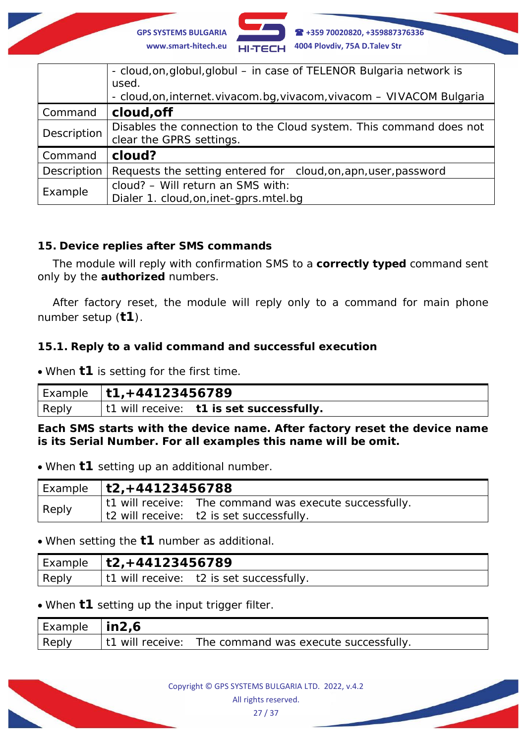| | |
|---|---|
| | - cloud,on,globul,globul – in case of TELENOR Bulgaria network is used.<br>- cloud,on,internet.vivacom.bg,vivacom,vivacom – VIVACOM Bulgaria |
| Command | **cloud,off** |
| Description | Disables the connection to the Cloud system. This command does not clear the GPRS settings. |
| Command | **cloud?** |
| Description | Requests the setting entered for cloud,on,apn,user,password |
| Example | cloud? – Will return an SMS with:<br>Dialer 1. cloud,on,inet-gprs.mtel.bg |

## 15. Device replies after SMS commands

The module will reply with confirmation SMS to a **correctly typed** command sent only by the **authorized** numbers.

After factory reset, the module will reply only to a command for main phone number setup (**t1**).

### 15.1. Reply to a valid command and successful execution

- When **t1** is setting for the first time.

| Example | **t1,+44123456789** |
|---|---|
| Reply | t1 will receive: **t1 is set successfully.** |

**Each SMS starts with the device name. After factory reset the device name is its Serial Number. For all examples this name will be omit.**

- When **t1** setting up an additional number.

| Example | **t2,+44123456788** |
|---|---|
| Reply | t1 will receive: The command was execute successfully.<br>t2 will receive: t2 is set successfully. |

- When setting the **t1** number as additional.

| Example | **t2,+44123456789** |
|---|---|
| Reply | t1 will receive: t2 is set successfully. |

- When **t1** setting up the input trigger filter.

| Example | **in2,6** |
|---|---|
| Reply | t1 will receive: The command was execute successfully. |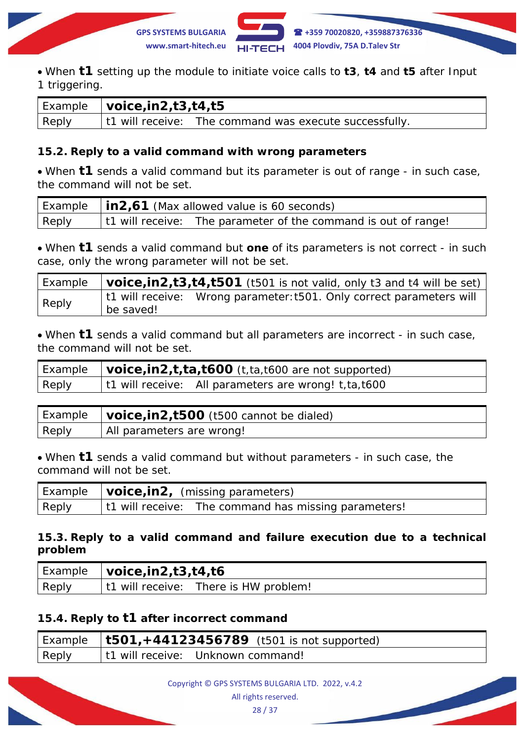- When **t1** setting up the module to initiate voice calls to **t3**, **t4** and **t5** after Input 1 triggering.

| Example | **voice,in2,t3,t4,t5** |
|---|---|
| Reply | t1 will receive: The command was execute successfully. |

### 15.2. Reply to a valid command with wrong parameters

- When **t1** sends a valid command but its parameter is out of range - in such case, the command will not be set.

| Example | **in2,61** (Max allowed value is 60 seconds) |
|---|---|
| Reply | t1 will receive: The parameter of the command is out of range! |

- When **t1** sends a valid command but **one** of its parameters is not correct - in such case, only the wrong parameter will not be set.

| Example | **voice,in2,t3,t4,t501** (t501 is not valid, only t3 and t4 will be set) |
|---|---|
| Reply | t1 will receive: Wrong parameter:t501. Only correct parameters will be saved! |

- When **t1** sends a valid command but all parameters are incorrect - in such case, the command will not be set.

| Example | **voice,in2,t,ta,t600** (t,ta,t600 are not supported) |
|---|---|
| Reply | t1 will receive: All parameters are wrong! t,ta,t600 |

| Example | **voice,in2,t500** (t500 cannot be dialed) |
|---|---|
| Reply | All parameters are wrong! |

- When **t1** sends a valid command but without parameters - in such case, the command will not be set.

| Example | **voice,in2,** (missing parameters) |
|---|---|
| Reply | t1 will receive: The command has missing parameters! |

### 15.3. Reply to a valid command and failure execution due to a technical problem

| Example | **voice,in2,t3,t4,t6** |
|---|---|
| Reply | t1 will receive: There is HW problem! |

### 15.4. Reply to t1 after incorrect command

| Example | **t501,+44123456789** (t501 is not supported) |
|---|---|
| Reply | t1 will receive: Unknown command! |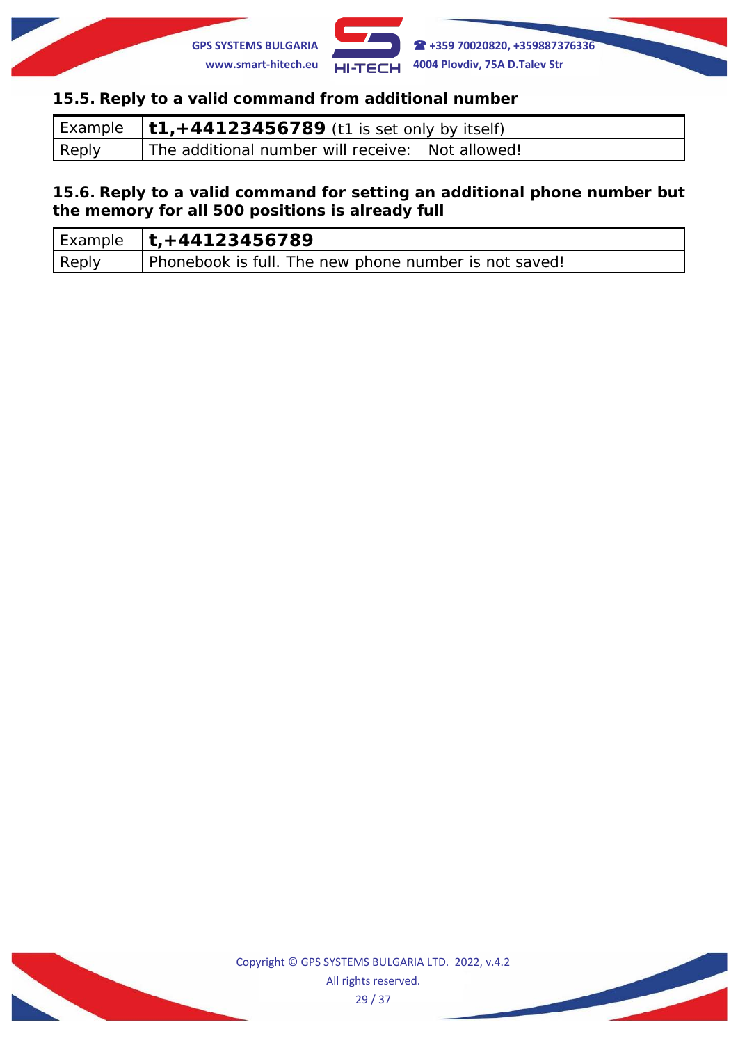### 15.5. Reply to a valid command from additional number

| Example | **t1,+44123456789** (t1 is set only by itself) |
|---|---|
| Reply | The additional number will receive:   Not allowed! |

### 15.6. Reply to a valid command for setting an additional phone number but the memory for all 500 positions is already full

| Example | **t,+44123456789** |
|---|---|
| Reply | Phonebook is full. The new phone number is not saved! |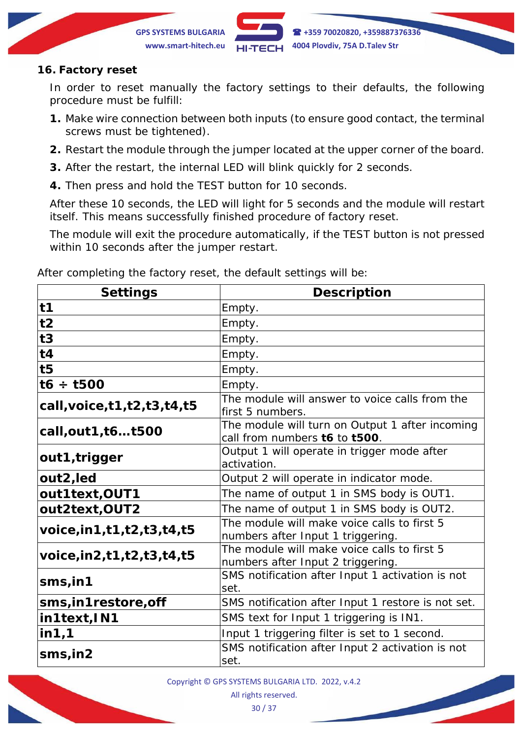## 16. Factory reset

In order to reset manually the factory settings to their defaults, the following procedure must be fulfill:

1. Make wire connection between both inputs (to ensure good contact, the terminal screws must be tightened).
2. Restart the module through the jumper located at the upper corner of the board.
3. After the restart, the internal LED will blink quickly for 2 seconds.
4. Then press and hold the TEST button for 10 seconds.

After these 10 seconds, the LED will light for 5 seconds and the module will restart itself. This means successfully finished procedure of factory reset.

The module will exit the procedure automatically, if the TEST button is not pressed within 10 seconds after the jumper restart.

After completing the factory reset, the default settings will be:

| Settings | Description |
|---|---|
| **t1** | Empty. |
| **t2** | Empty. |
| **t3** | Empty. |
| **t4** | Empty. |
| **t5** | Empty. |
| **t6 ÷ t500** | Empty. |
| **call,voice,t1,t2,t3,t4,t5** | The module will answer to voice calls from the first 5 numbers. |
| **call,out1,t6…t500** | The module will turn on Output 1 after incoming call from numbers **t6** to **t500**. |
| **out1,trigger** | Output 1 will operate in trigger mode after activation. |
| **out2,led** | Output 2 will operate in indicator mode. |
| **out1text,OUT1** | The name of output 1 in SMS body is OUT1. |
| **out2text,OUT2** | The name of output 1 in SMS body is OUT2. |
| **voice,in1,t1,t2,t3,t4,t5** | The module will make voice calls to first 5 numbers after Input 1 triggering. |
| **voice,in2,t1,t2,t3,t4,t5** | The module will make voice calls to first 5 numbers after Input 2 triggering. |
| **sms,in1** | SMS notification after Input 1 activation is not set. |
| **sms,in1restore,off** | SMS notification after Input 1 restore is not set. |
| **in1text,IN1** | SMS text for Input 1 triggering is IN1. |
| **in1,1** | Input 1 triggering filter is set to 1 second. |
| **sms,in2** | SMS notification after Input 2 activation is not set. |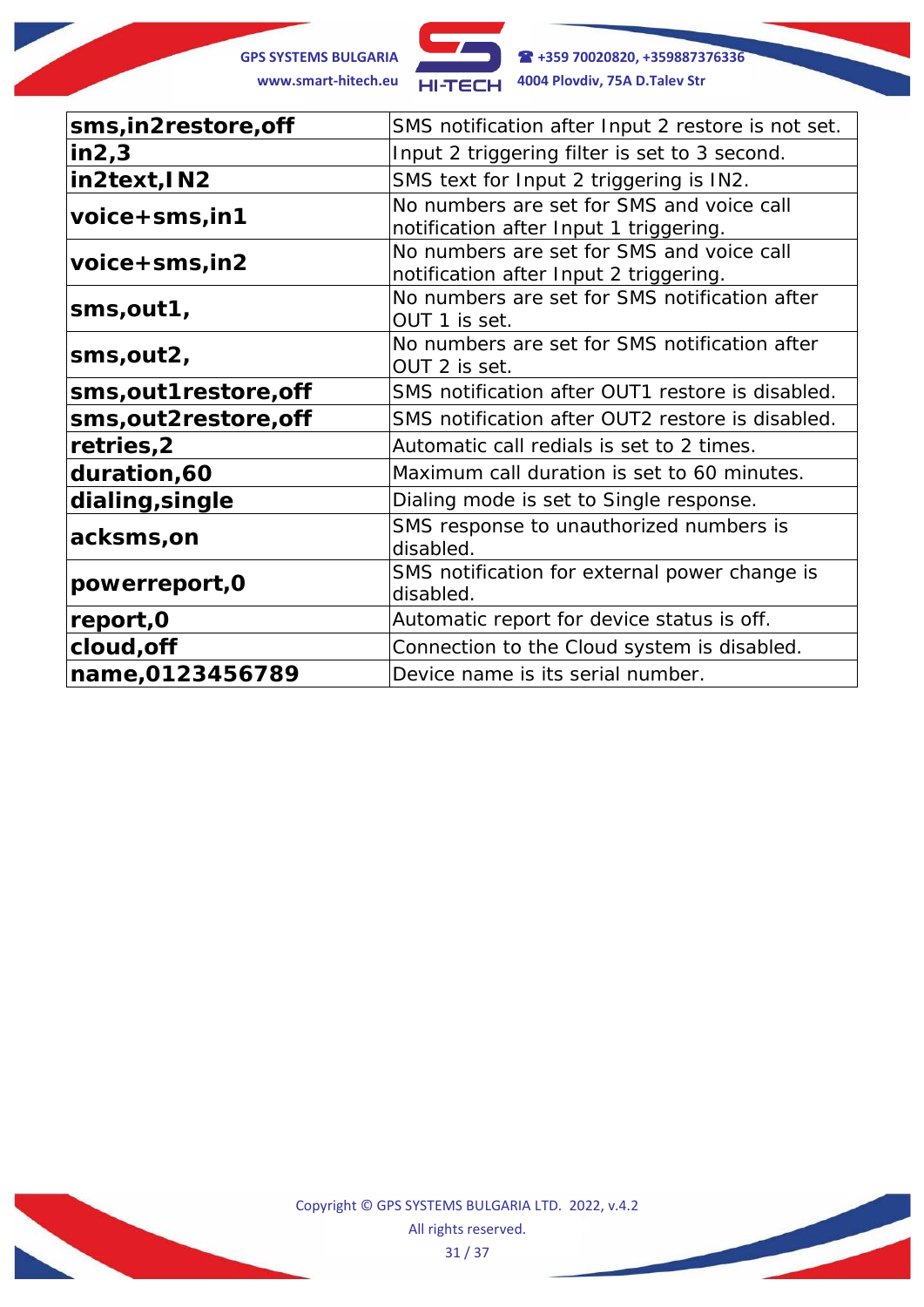| | |
|---|---|
| **sms,in2restore,off** | SMS notification after Input 2 restore is not set. |
| **in2,3** | Input 2 triggering filter is set to 3 second. |
| **in2text,IN2** | SMS text for Input 2 triggering is IN2. |
| **voice+sms,in1** | No numbers are set for SMS and voice call notification after Input 1 triggering. |
| **voice+sms,in2** | No numbers are set for SMS and voice call notification after Input 2 triggering. |
| **sms,out1,** | No numbers are set for SMS notification after OUT 1 is set. |
| **sms,out2,** | No numbers are set for SMS notification after OUT 2 is set. |
| **sms,out1restore,off** | SMS notification after OUT1 restore is disabled. |
| **sms,out2restore,off** | SMS notification after OUT2 restore is disabled. |
| **retries,2** | Automatic call redials is set to 2 times. |
| **duration,60** | Maximum call duration is set to 60 minutes. |
| **dialing,single** | Dialing mode is set to Single response. |
| **acksms,on** | SMS response to unauthorized numbers is disabled. |
| **powerreport,0** | SMS notification for external power change is disabled. |
| **report,0** | Automatic report for device status is off. |
| **cloud,off** | Connection to the Cloud system is disabled. |
| **name,0123456789** | Device name is its serial number. |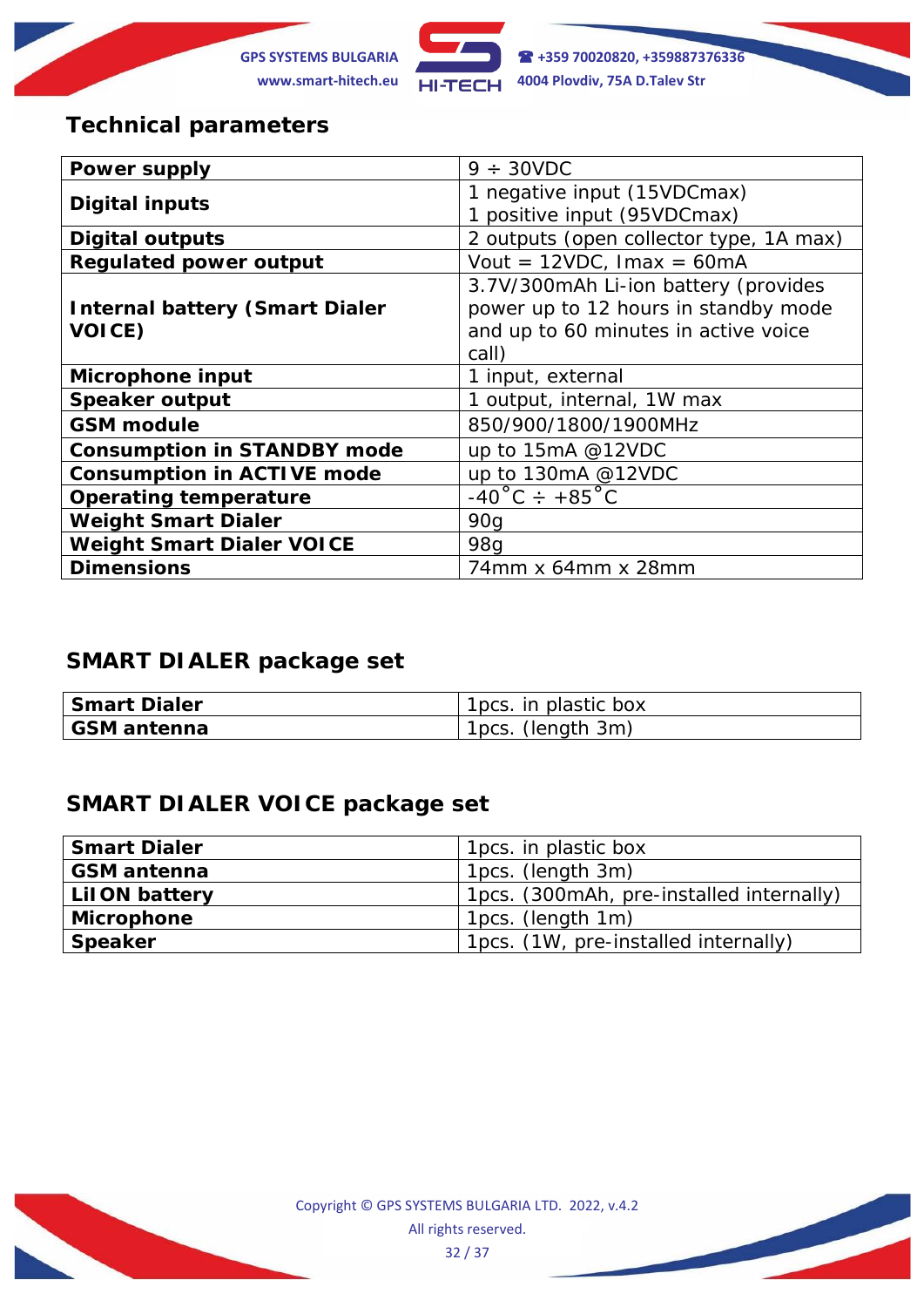## Technical parameters

| | |
|---|---|
| **Power supply** | 9 ÷ 30VDC |
| **Digital inputs** | 1 negative input (15VDCmax)<br>1 positive input (95VDCmax) |
| **Digital outputs** | 2 outputs (open collector type, 1A max) |
| **Regulated power output** | Vout = 12VDC, Imax = 60mA |
| **Internal battery (Smart Dialer VOICE)** | 3.7V/300mAh Li-ion battery (provides power up to 12 hours in standby mode and up to 60 minutes in active voice call) |
| **Microphone input** | 1 input, external |
| **Speaker output** | 1 output, internal, 1W max |
| **GSM module** | 850/900/1800/1900MHz |
| **Consumption in STANDBY mode** | up to 15mA @12VDC |
| **Consumption in ACTIVE mode** | up to 130mA @12VDC |
| **Operating temperature** | -40˚C ÷ +85˚C |
| **Weight Smart Dialer** | 90g |
| **Weight Smart Dialer VOICE** | 98g |
| **Dimensions** | 74mm x 64mm x 28mm |

## SMART DIALER package set

| | |
|---|---|
| **Smart Dialer** | 1pcs. in plastic box |
| **GSM antenna** | 1pcs. (length 3m) |

## SMART DIALER VOICE package set

| | |
|---|---|
| **Smart Dialer** | 1pcs. in plastic box |
| **GSM antenna** | 1pcs. (length 3m) |
| **LiION battery** | 1pcs. (300mAh, pre-installed internally) |
| **Microphone** | 1pcs. (length 1m) |
| **Speaker** | 1pcs. (1W, pre-installed internally) |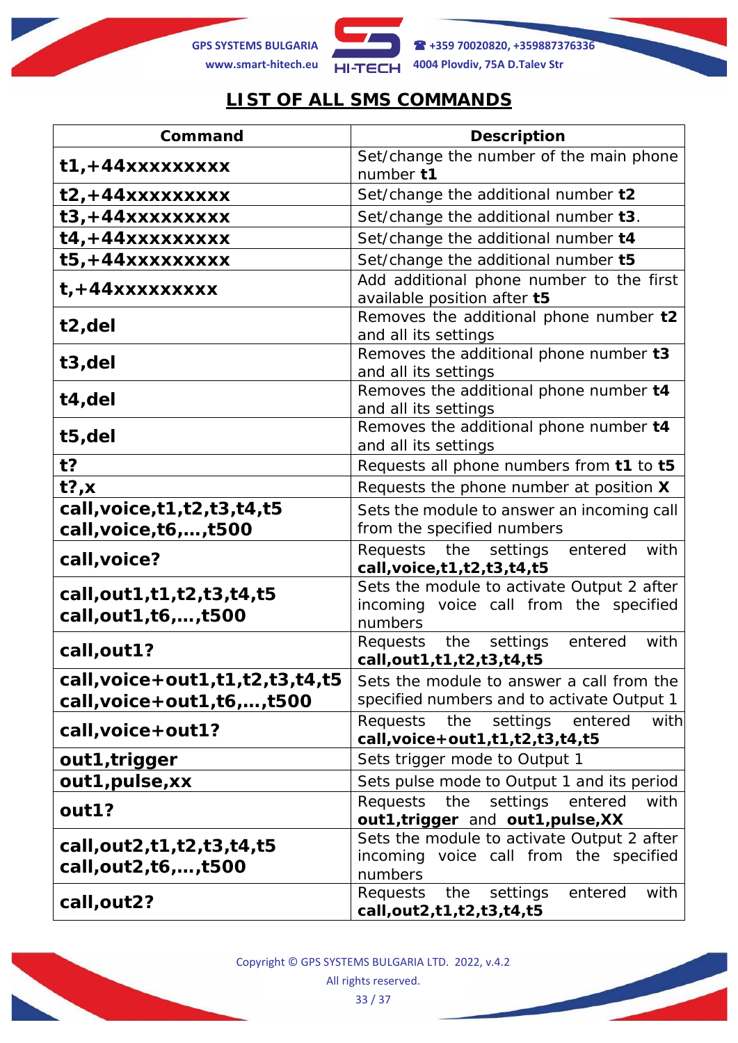# LIST OF ALL SMS COMMANDS

| Command | Description |
|---|---|
| **t1,+44xxxxxxxxx** | Set/change the number of the main phone number **t1** |
| **t2,+44xxxxxxxxx** | Set/change the additional number **t2** |
| **t3,+44xxxxxxxxx** | Set/change the additional number **t3**. |
| **t4,+44xxxxxxxxx** | Set/change the additional number **t4** |
| **t5,+44xxxxxxxxx** | Set/change the additional number **t5** |
| **t,+44xxxxxxxxx** | Add additional phone number to the first available position after **t5** |
| **t2,del** | Removes the additional phone number **t2** and all its settings |
| **t3,del** | Removes the additional phone number **t3** and all its settings |
| **t4,del** | Removes the additional phone number **t4** and all its settings |
| **t5,del** | Removes the additional phone number **t4** and all its settings |
| **t?** | Requests all phone numbers from **t1** to **t5** |
| **t?,x** | Requests the phone number at position **X** |
| **call,voice,t1,t2,t3,t4,t5**<br>**call,voice,t6,….,t500** | Sets the module to answer an incoming call from the specified numbers |
| **call,voice?** | Requests the settings entered with **call,voice,t1,t2,t3,t4,t5** |
| **call,out1,t1,t2,t3,t4,t5**<br>**call,out1,t6,….,t500** | Sets the module to activate Output 2 after incoming voice call from the specified numbers |
| **call,out1?** | Requests the settings entered with **call,out1,t1,t2,t3,t4,t5** |
| **call,voice+out1,t1,t2,t3,t4,t5**<br>**call,voice+out1,t6,….,t500** | Sets the module to answer a call from the specified numbers and to activate Output 1 |
| **call,voice+out1?** | Requests the settings entered with **call,voice+out1,t1,t2,t3,t4,t5** |
| **out1,trigger** | Sets trigger mode to Output 1 |
| **out1,pulse,xx** | Sets pulse mode to Output 1 and its period |
| **out1?** | Requests the settings entered with **out1,trigger** and **out1,pulse,XX** |
| **call,out2,t1,t2,t3,t4,t5**<br>**call,out2,t6,….,t500** | Sets the module to activate Output 2 after incoming voice call from the specified numbers |
| **call,out2?** | Requests the settings entered with **call,out2,t1,t2,t3,t4,t5** |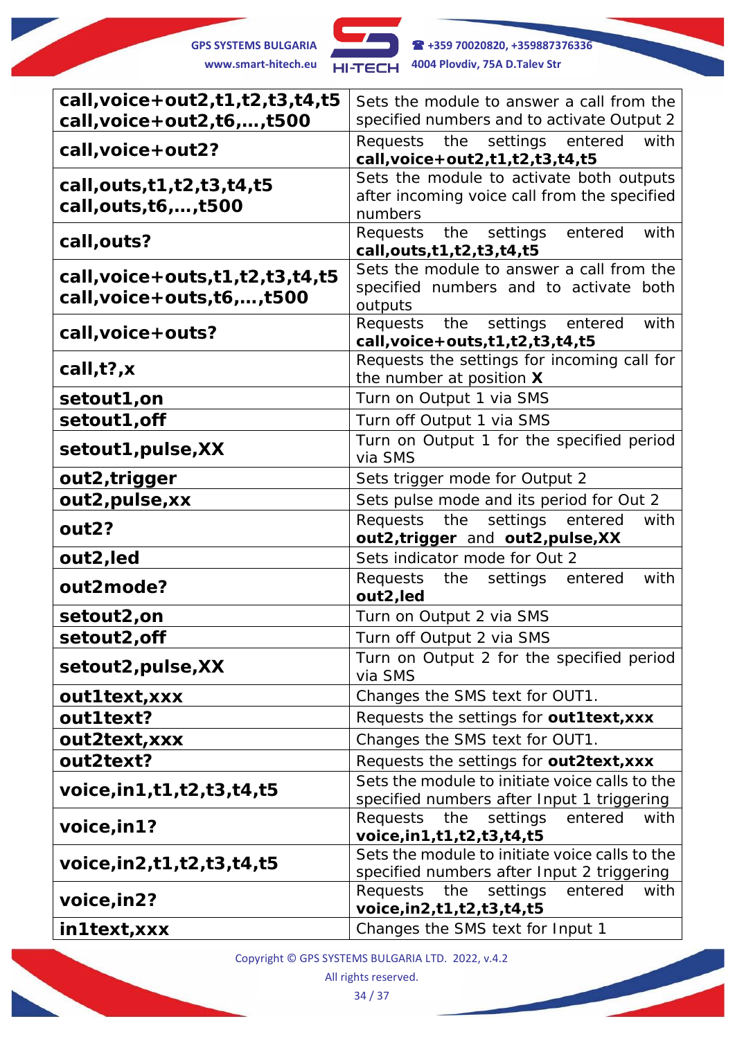| | |
|---|---|
| **call,voice+out2,t1,t2,t3,t4,t5** **call,voice+out2,t6,…,t500** | Sets the module to answer a call from the specified numbers and to activate Output 2 |
| **call,voice+out2?** | Requests the settings entered with **call,voice+out2,t1,t2,t3,t4,t5** |
| **call,outs,t1,t2,t3,t4,t5** **call,outs,t6,…,t500** | Sets the module to activate both outputs after incoming voice call from the specified numbers |
| **call,outs?** | Requests the settings entered with **call,outs,t1,t2,t3,t4,t5** |
| **call,voice+outs,t1,t2,t3,t4,t5** **call,voice+outs,t6,…,t500** | Sets the module to answer a call from the specified numbers and to activate both outputs |
| **call,voice+outs?** | Requests the settings entered with **call,voice+outs,t1,t2,t3,t4,t5** |
| **call,t?,x** | Requests the settings for incoming call for the number at position **X** |
| **setout1,on** | Turn on Output 1 via SMS |
| **setout1,off** | Turn off Output 1 via SMS |
| **setout1,pulse,XX** | Turn on Output 1 for the specified period via SMS |
| **out2,trigger** | Sets trigger mode for Output 2 |
| **out2,pulse,xx** | Sets pulse mode and its period for Out 2 |
| **out2?** | Requests the settings entered with **out2,trigger** and **out2,pulse,XX** |
| **out2,led** | Sets indicator mode for Out 2 |
| **out2mode?** | Requests the settings entered with **out2,led** |
| **setout2,on** | Turn on Output 2 via SMS |
| **setout2,off** | Turn off Output 2 via SMS |
| **setout2,pulse,XX** | Turn on Output 2 for the specified period via SMS |
| **out1text,xxx** | Changes the SMS text for OUT1. |
| **out1text?** | Requests the settings for **out1text,xxx** |
| **out2text,xxx** | Changes the SMS text for OUT1. |
| **out2text?** | Requests the settings for **out2text,xxx** |
| **voice,in1,t1,t2,t3,t4,t5** | Sets the module to initiate voice calls to the specified numbers after Input 1 triggering |
| **voice,in1?** | Requests the settings entered with **voice,in1,t1,t2,t3,t4,t5** |
| **voice,in2,t1,t2,t3,t4,t5** | Sets the module to initiate voice calls to the specified numbers after Input 2 triggering |
| **voice,in2?** | Requests the settings entered with **voice,in2,t1,t2,t3,t4,t5** |
| **in1text,xxx** | Changes the SMS text for Input 1 |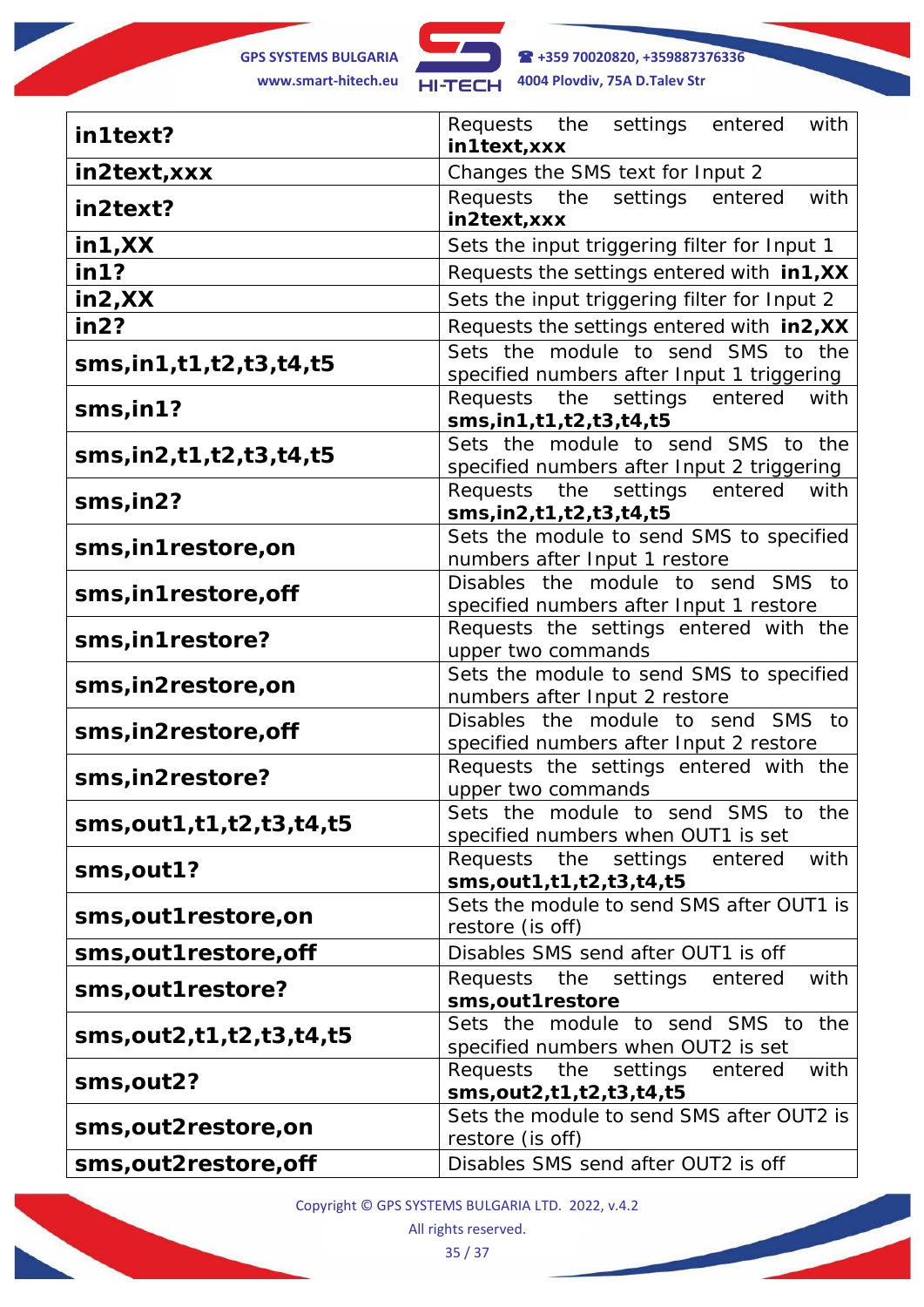| **in1text?** | Requests the settings entered with **in1text,xxx** |
|---|---|
| **in2text,xxx** | Changes the SMS text for Input 2 |
| **in2text?** | Requests the settings entered with **in2text,xxx** |
| **in1,XX** | Sets the input triggering filter for Input 1 |
| **in1?** | Requests the settings entered with **in1,XX** |
| **in2,XX** | Sets the input triggering filter for Input 2 |
| **in2?** | Requests the settings entered with **in2,XX** |
| **sms,in1,t1,t2,t3,t4,t5** | Sets the module to send SMS to the specified numbers after Input 1 triggering |
| **sms,in1?** | Requests the settings entered with **sms,in1,t1,t2,t3,t4,t5** |
| **sms,in2,t1,t2,t3,t4,t5** | Sets the module to send SMS to the specified numbers after Input 2 triggering |
| **sms,in2?** | Requests the settings entered with **sms,in2,t1,t2,t3,t4,t5** |
| **sms,in1restore,on** | Sets the module to send SMS to specified numbers after Input 1 restore |
| **sms,in1restore,off** | Disables the module to send SMS to specified numbers after Input 1 restore |
| **sms,in1restore?** | Requests the settings entered with the upper two commands |
| **sms,in2restore,on** | Sets the module to send SMS to specified numbers after Input 2 restore |
| **sms,in2restore,off** | Disables the module to send SMS to specified numbers after Input 2 restore |
| **sms,in2restore?** | Requests the settings entered with the upper two commands |
| **sms,out1,t1,t2,t3,t4,t5** | Sets the module to send SMS to the specified numbers when OUT1 is set |
| **sms,out1?** | Requests the settings entered with **sms,out1,t1,t2,t3,t4,t5** |
| **sms,out1restore,on** | Sets the module to send SMS after OUT1 is restore (is off) |
| **sms,out1restore,off** | Disables SMS send after OUT1 is off |
| **sms,out1restore?** | Requests the settings entered with **sms,out1restore** |
| **sms,out2,t1,t2,t3,t4,t5** | Sets the module to send SMS to the specified numbers when OUT2 is set |
| **sms,out2?** | Requests the settings entered with **sms,out2,t1,t2,t3,t4,t5** |
| **sms,out2restore,on** | Sets the module to send SMS after OUT2 is restore (is off) |
| **sms,out2restore,off** | Disables SMS send after OUT2 is off |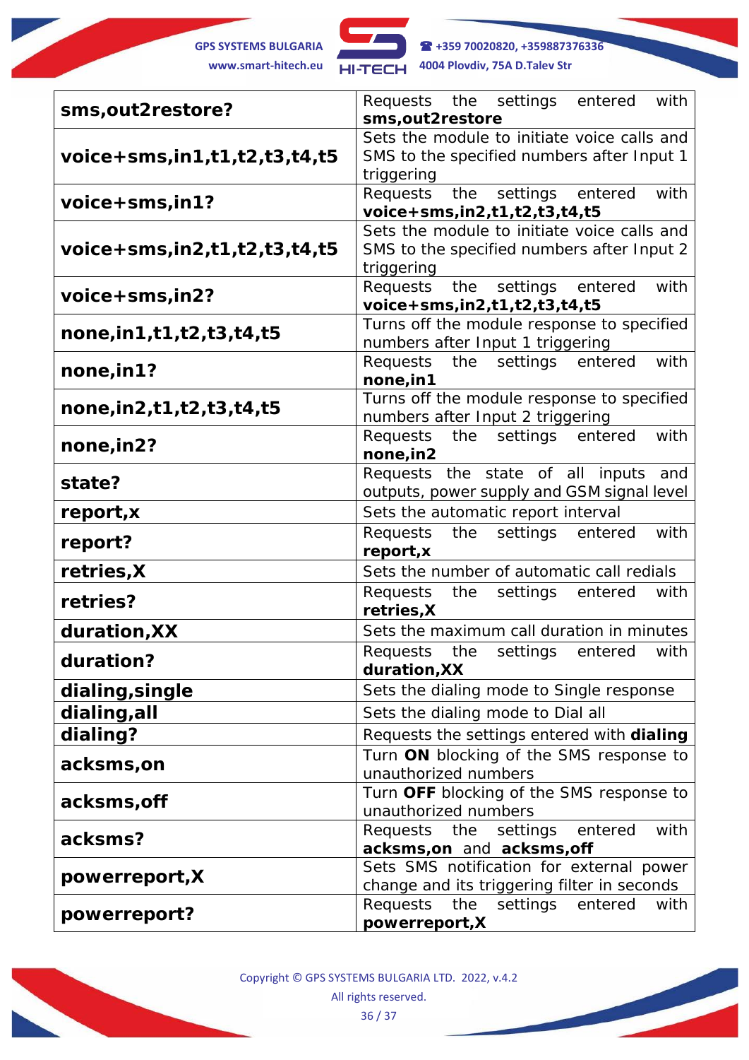| **sms,out2restore?** | Requests the settings entered with **sms,out2restore** |
|---|---|
| **voice+sms,in1,t1,t2,t3,t4,t5** | Sets the module to initiate voice calls and SMS to the specified numbers after Input 1 triggering |
| **voice+sms,in1?** | Requests the settings entered with **voice+sms,in2,t1,t2,t3,t4,t5** |
| **voice+sms,in2,t1,t2,t3,t4,t5** | Sets the module to initiate voice calls and SMS to the specified numbers after Input 2 triggering |
| **voice+sms,in2?** | Requests the settings entered with **voice+sms,in2,t1,t2,t3,t4,t5** |
| **none,in1,t1,t2,t3,t4,t5** | Turns off the module response to specified numbers after Input 1 triggering |
| **none,in1?** | Requests the settings entered with **none,in1** |
| **none,in2,t1,t2,t3,t4,t5** | Turns off the module response to specified numbers after Input 2 triggering |
| **none,in2?** | Requests the settings entered with **none,in2** |
| **state?** | Requests the state of all inputs and outputs, power supply and GSM signal level |
| **report,x** | Sets the automatic report interval |
| **report?** | Requests the settings entered with **report,x** |
| **retries,X** | Sets the number of automatic call redials |
| **retries?** | Requests the settings entered with **retries,X** |
| **duration,XX** | Sets the maximum call duration in minutes |
| **duration?** | Requests the settings entered with **duration,XX** |
| **dialing,single** | Sets the dialing mode to Single response |
| **dialing,all** | Sets the dialing mode to Dial all |
| **dialing?** | Requests the settings entered with **dialing** |
| **acksms,on** | Turn **ON** blocking of the SMS response to unauthorized numbers |
| **acksms,off** | Turn **OFF** blocking of the SMS response to unauthorized numbers |
| **acksms?** | Requests the settings entered with **acksms,on** and **acksms,off** |
| **powerreport,X** | Sets SMS notification for external power change and its triggering filter in seconds |
| **powerreport?** | Requests the settings entered with **powerreport,X** |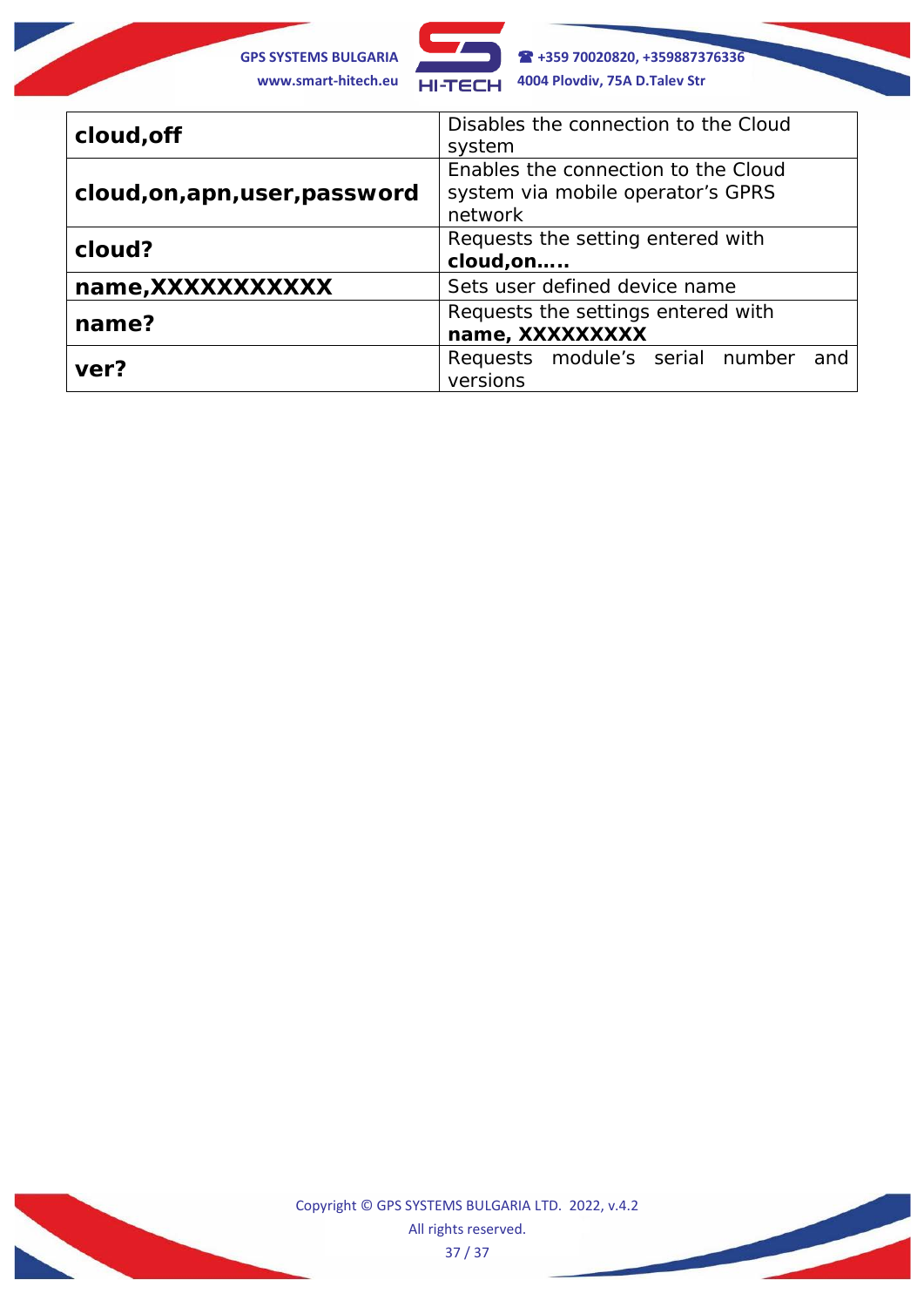| | |
|---|---|
| **cloud,off** | Disables the connection to the Cloud system |
| **cloud,on,apn,user,password** | Enables the connection to the Cloud system via mobile operator’s GPRS network |
| **cloud?** | Requests the setting entered with **cloud,on…..** |
| **name,XXXXXXXXXXX** | Sets user defined device name |
| **name?** | Requests the settings entered with **name, XXXXXXXXX** |
| **ver?** | Requests module’s serial number and versions |